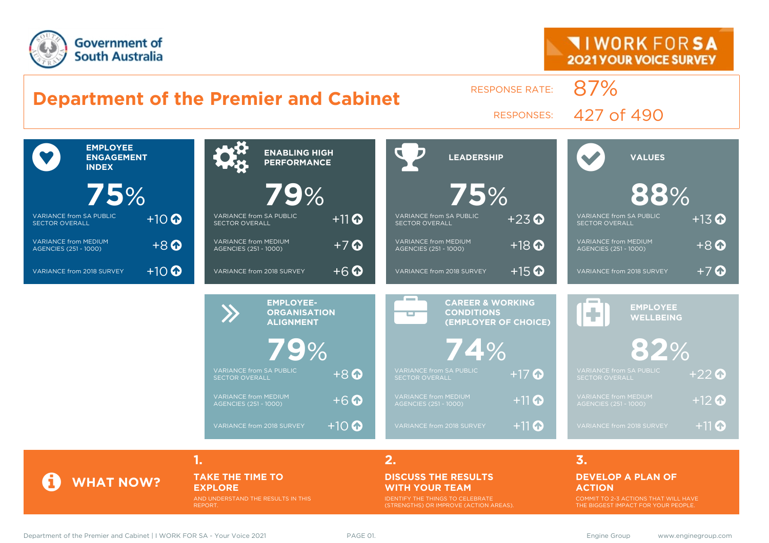Government of South Australia

I WORK FOR SA
2021 YOUR VOICE SURVEY

# Department of the Premier and Cabinet

RESPONSE RATE: 87%

RESPONSES: 427 of 490

| Measure | Score | Variance from SA Public Sector Overall | Variance from Medium Agencies (251 - 1000) | Variance from 2018 Survey |
|---|---|---|---|---|
| EMPLOYEE ENGAGEMENT INDEX | 75% | +10 | +8 | +10 |
| ENABLING HIGH PERFORMANCE | 79% | +11 | +7 | +6 |
| LEADERSHIP | 75% | +23 | +18 | +15 |
| VALUES | 88% | +13 | +8 | +7 |
| EMPLOYEE-ORGANISATION ALIGNMENT | 79% | +8 | +6 | +10 |
| CAREER & WORKING CONDITIONS (EMPLOYER OF CHOICE) | 74% | +17 | +11 | +11 |
| EMPLOYEE WELLBEING | 82% | +22 | +12 | +11 |

## WHAT NOW?

**1. TAKE THE TIME TO EXPLORE**
AND UNDERSTAND THE RESULTS IN THIS REPORT.

**2. DISCUSS THE RESULTS WITH YOUR TEAM**
IDENTIFY THE THINGS TO CELEBRATE (STRENGTHS) OR IMPROVE (ACTION AREAS).

**3. DEVELOP A PLAN OF ACTION**
COMMIT TO 2-3 ACTIONS THAT WILL HAVE THE BIGGEST IMPACT FOR YOUR PEOPLE.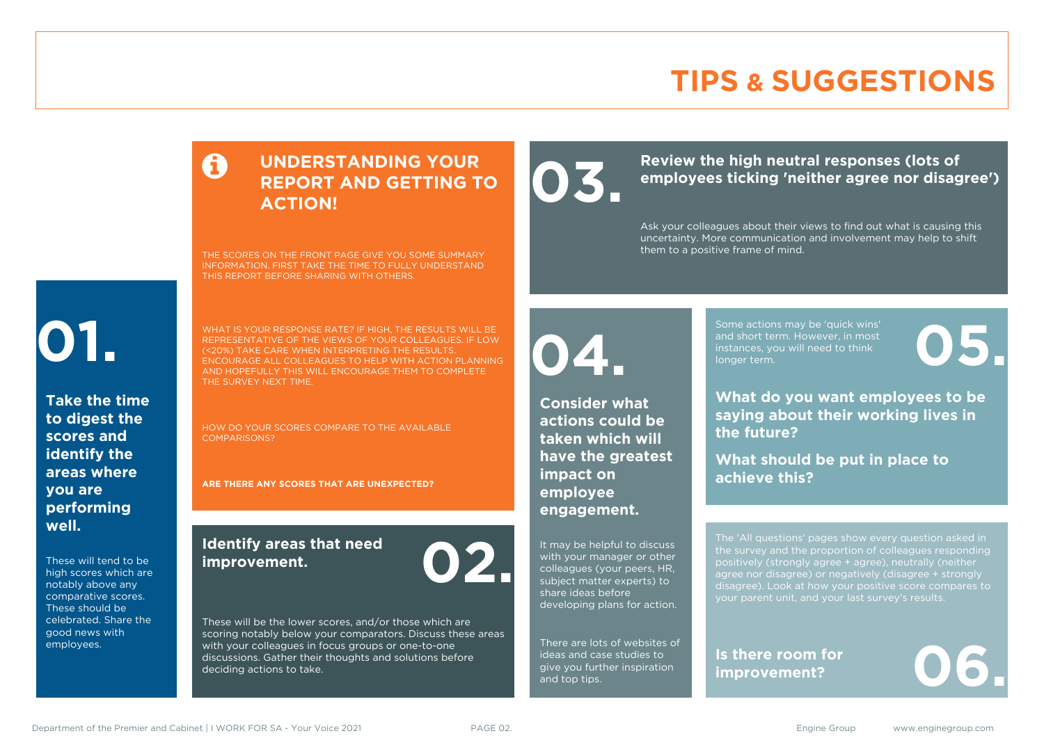# TIPS & SUGGESTIONS

## UNDERSTANDING YOUR REPORT AND GETTING TO ACTION!

THE SCORES ON THE FRONT PAGE GIVE YOU SOME SUMMARY INFORMATION. FIRST TAKE THE TIME TO FULLY UNDERSTAND THIS REPORT BEFORE SHARING WITH OTHERS.

WHAT IS YOUR RESPONSE RATE? IF HIGH, THE RESULTS WILL BE REPRESENTATIVE OF THE VIEWS OF YOUR COLLEAGUES. IF LOW (<20%) TAKE CARE WHEN INTERPRETING THE RESULTS. ENCOURAGE ALL COLLEAGUES TO HELP WITH ACTION PLANNING AND HOPEFULLY THIS WILL ENCOURAGE THEM TO COMPLETE THE SURVEY NEXT TIME.

HOW DO YOUR SCORES COMPARE TO THE AVAILABLE COMPARISONS?

**ARE THERE ANY SCORES THAT ARE UNEXPECTED?**

## 01.

**Take the time to digest the scores and identify the areas where you are performing well.**

These will tend to be high scores which are notably above any comparative scores. These should be celebrated. Share the good news with employees.

## 02.

**Identify areas that need improvement.**

These will be the lower scores, and/or those which are scoring notably below your comparators. Discuss these areas with your colleagues in focus groups or one-to-one discussions. Gather their thoughts and solutions before deciding actions to take.

## 03.

**Review the high neutral responses (lots of employees ticking 'neither agree nor disagree')**

Ask your colleagues about their views to find out what is causing this uncertainty. More communication and involvement may help to shift them to a positive frame of mind.

## 04.

**Consider what actions could be taken which will have the greatest impact on employee engagement.**

It may be helpful to discuss with your manager or other colleagues (your peers, HR, subject matter experts) to share ideas before developing plans for action.

There are lots of websites of ideas and case studies to give you further inspiration and top tips.

## 05.

Some actions may be 'quick wins' and short term. However, in most instances, you will need to think longer term.

**What do you want employees to be saying about their working lives in the future?**

**What should be put in place to achieve this?**

## 06.

The 'All questions' pages show every question asked in the survey and the proportion of colleagues responding positively (strongly agree + agree), neutrally (neither agree nor disagree) or negatively (disagree + strongly disagree). Look at how your positive score compares to your parent unit, and your last survey's results.

**Is there room for improvement?**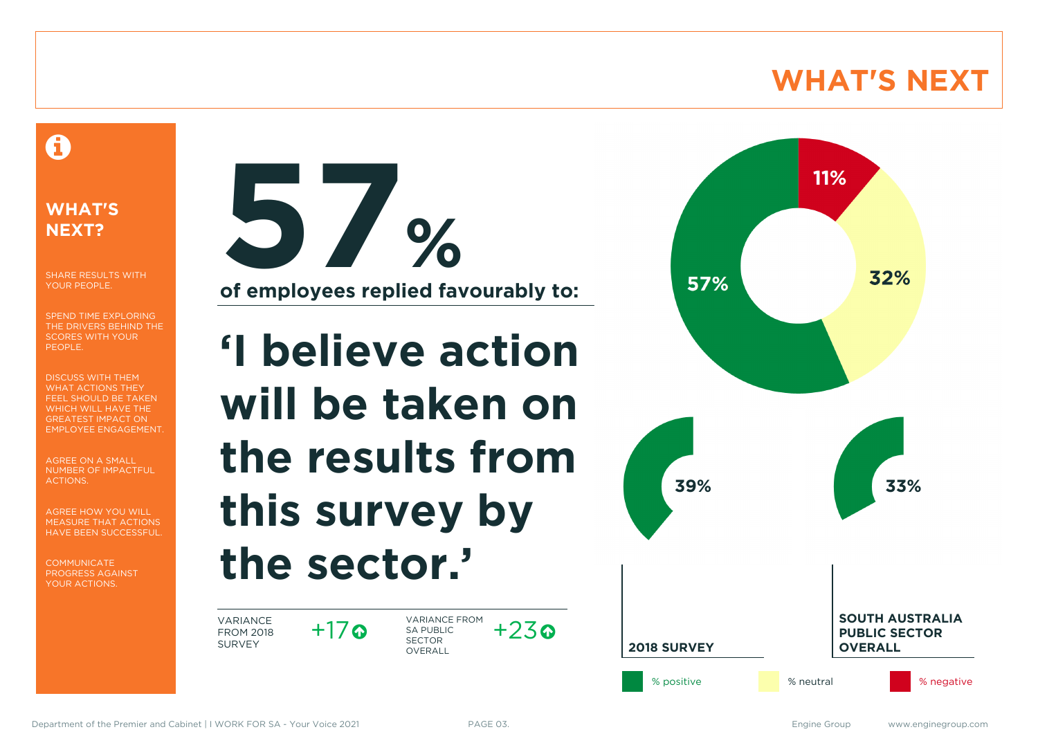# WHAT'S NEXT

## WHAT'S NEXT?

SHARE RESULTS WITH YOUR PEOPLE.

SPEND TIME EXPLORING THE DRIVERS BEHIND THE SCORES WITH YOUR PEOPLE.

DISCUSS WITH THEM WHAT ACTIONS THEY FEEL SHOULD BE TAKEN WHICH WILL HAVE THE GREATEST IMPACT ON EMPLOYEE ENGAGEMENT.

AGREE ON A SMALL NUMBER OF IMPACTFUL ACTIONS.

AGREE HOW YOU WILL MEASURE THAT ACTIONS HAVE BEEN SUCCESSFUL.

COMMUNICATE PROGRESS AGAINST YOUR ACTIONS.

# 57%

**of employees replied favourably to:**

## 'I believe action will be taken on the results from this survey by the sector.'

| VARIANCE FROM 2018 SURVEY | VARIANCE FROM SA PUBLIC SECTOR OVERALL |
|---|---|
| +17 ↑ | +23 ↑ |

| | % positive | % neutral | % negative |
|---|---|---|---|
| 2021 | 57% | 32% | 11% |
| 2018 SURVEY | 39% | | |
| SOUTH AUSTRALIA PUBLIC SECTOR OVERALL | 33% | | |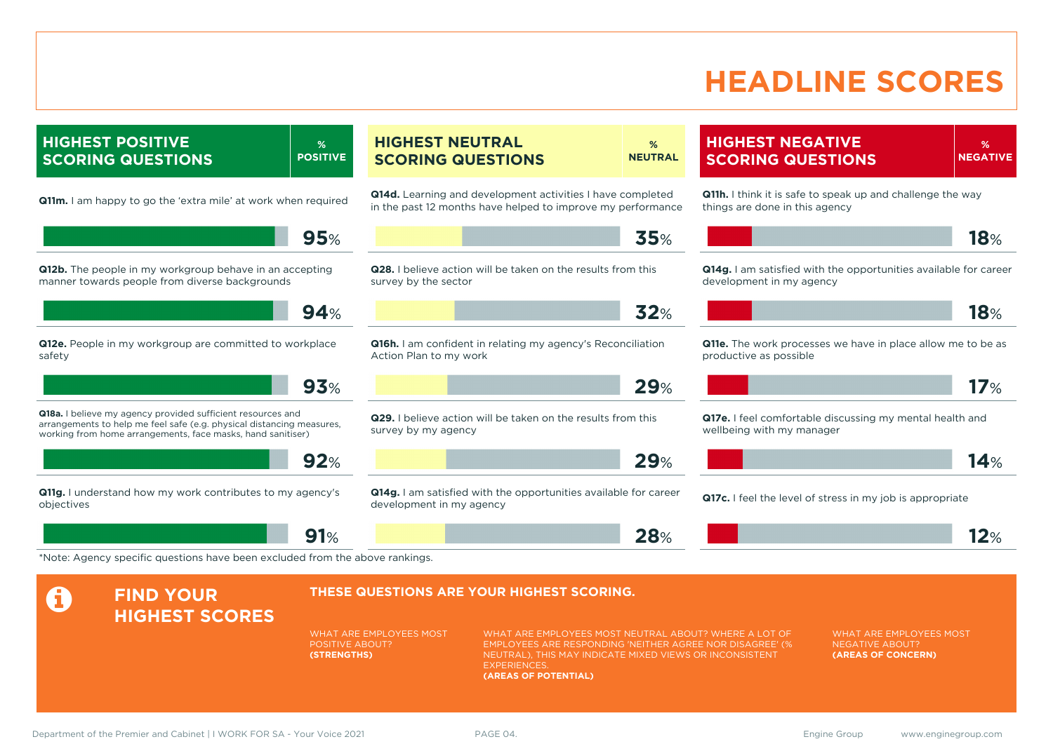# HEADLINE SCORES

## HIGHEST POSITIVE SCORING QUESTIONS

| Question | % POSITIVE |
|---|---|
| **Q11m.** I am happy to go the 'extra mile' at work when required | 95% |
| **Q12b.** The people in my workgroup behave in an accepting manner towards people from diverse backgrounds | 94% |
| **Q12e.** People in my workgroup are committed to workplace safety | 93% |
| **Q18a.** I believe my agency provided sufficient resources and arrangements to help me feel safe (e.g. physical distancing measures, working from home arrangements, face masks, hand sanitiser) | 92% |
| **Q11g.** I understand how my work contributes to my agency's objectives | 91% |

## HIGHEST NEUTRAL SCORING QUESTIONS

| Question | % NEUTRAL |
|---|---|
| **Q14d.** Learning and development activities I have completed in the past 12 months have helped to improve my performance | 35% |
| **Q28.** I believe action will be taken on the results from this survey by the sector | 32% |
| **Q16h.** I am confident in relating my agency's Reconciliation Action Plan to my work | 29% |
| **Q29.** I believe action will be taken on the results from this survey by my agency | 29% |
| **Q14g.** I am satisfied with the opportunities available for career development in my agency | 28% |

## HIGHEST NEGATIVE SCORING QUESTIONS

| Question | % NEGATIVE |
|---|---|
| **Q11h.** I think it is safe to speak up and challenge the way things are done in this agency | 18% |
| **Q14g.** I am satisfied with the opportunities available for career development in my agency | 18% |
| **Q11e.** The work processes we have in place allow me to be as productive as possible | 17% |
| **Q17e.** I feel comfortable discussing my mental health and wellbeing with my manager | 14% |
| **Q17c.** I feel the level of stress in my job is appropriate | 12% |

*Note: Agency specific questions have been excluded from the above rankings.

## FIND YOUR HIGHEST SCORES

**THESE QUESTIONS ARE YOUR HIGHEST SCORING.**

WHAT ARE EMPLOYEES MOST POSITIVE ABOUT?
**(STRENGTHS)**

WHAT ARE EMPLOYEES MOST NEUTRAL ABOUT? WHERE A LOT OF EMPLOYEES ARE RESPONDING 'NEITHER AGREE NOR DISAGREE' (% NEUTRAL), THIS MAY INDICATE MIXED VIEWS OR INCONSISTENT EXPERIENCES.
**(AREAS OF POTENTIAL)**

WHAT ARE EMPLOYEES MOST NEGATIVE ABOUT?
**(AREAS OF CONCERN)**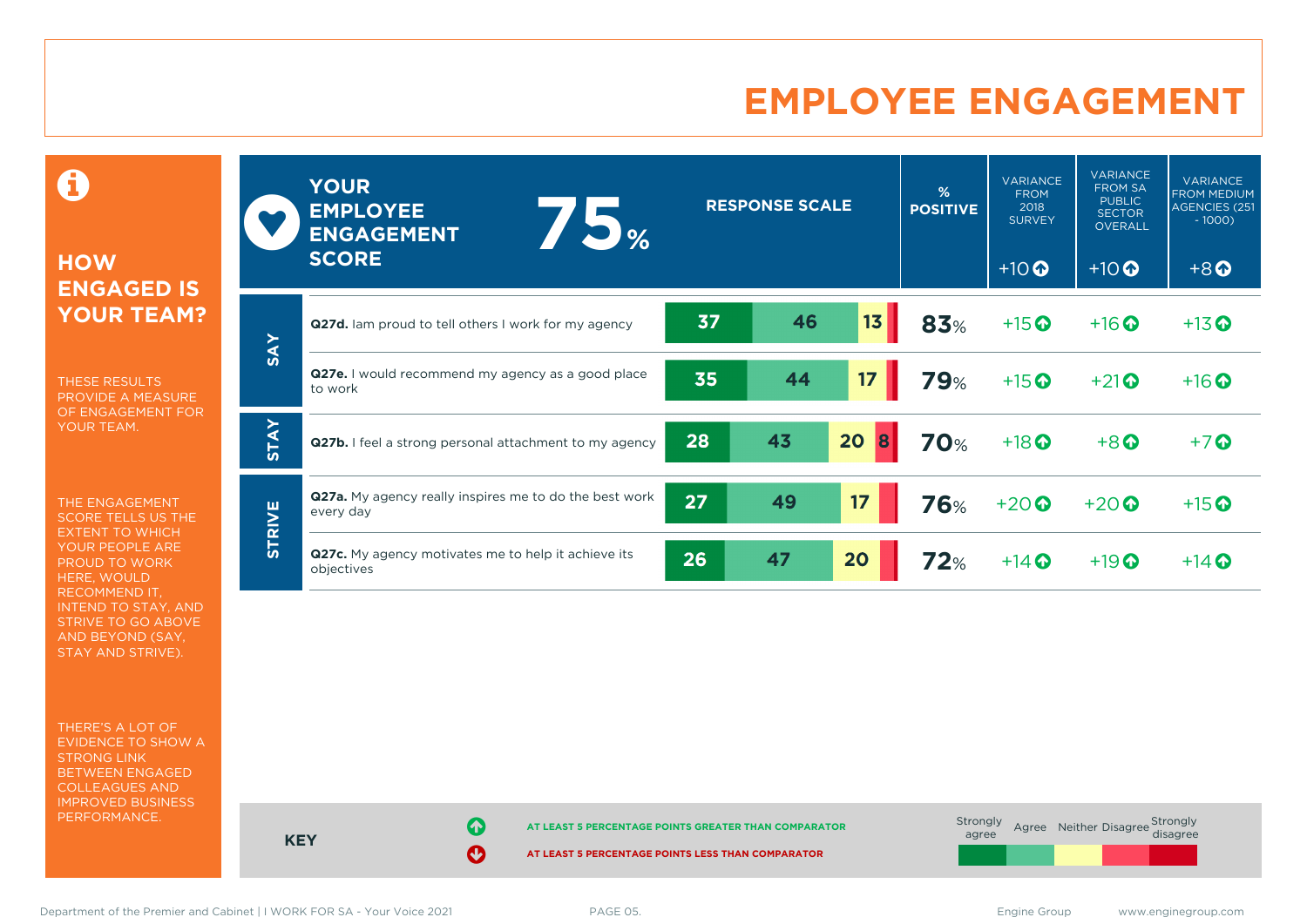# EMPLOYEE ENGAGEMENT

## HOW ENGAGED IS YOUR TEAM?

THESE RESULTS PROVIDE A MEASURE OF ENGAGEMENT FOR YOUR TEAM.

THE ENGAGEMENT SCORE TELLS US THE EXTENT TO WHICH YOUR PEOPLE ARE PROUD TO WORK HERE, WOULD RECOMMEND IT, INTEND TO STAY, AND STRIVE TO GO ABOVE AND BEYOND (SAY, STAY AND STRIVE).

THERE'S A LOT OF EVIDENCE TO SHOW A STRONG LINK BETWEEN ENGAGED COLLEAGUES AND IMPROVED BUSINESS PERFORMANCE.

**YOUR EMPLOYEE ENGAGEMENT SCORE: 75%**

| | Question | Response scale (Strongly agree / Agree / Neither / Disagree / Strongly disagree) | % POSITIVE | VARIANCE FROM 2018 SURVEY | VARIANCE FROM SA PUBLIC SECTOR OVERALL | VARIANCE FROM MEDIUM AGENCIES (251 - 1000) |
|---|---|---|---|---|---|---|
| | **Engagement score** | | **75%** | +10 ↑ | +10 ↑ | +8 ↑ |
| SAY | **Q27d.** Iam proud to tell others I work for my agency | 37 / 46 / 13 | 83% | +15 ↑ | +16 ↑ | +13 ↑ |
| SAY | **Q27e.** I would recommend my agency as a good place to work | 35 / 44 / 17 | 79% | +15 ↑ | +21 ↑ | +16 ↑ |
| STAY | **Q27b.** I feel a strong personal attachment to my agency | 28 / 43 / 20 / 8 | 70% | +18 ↑ | +8 ↑ | +7 ↑ |
| STRIVE | **Q27a.** My agency really inspires me to do the best work every day | 27 / 49 / 17 | 76% | +20 ↑ | +20 ↑ | +15 ↑ |
| STRIVE | **Q27c.** My agency motivates me to help it achieve its objectives | 26 / 47 / 20 | 72% | +14 ↑ | +19 ↑ | +14 ↑ |

**KEY**

↑ AT LEAST 5 PERCENTAGE POINTS GREATER THAN COMPARATOR

↓ AT LEAST 5 PERCENTAGE POINTS LESS THAN COMPARATOR

Strongly agree | Agree | Neither | Disagree | Strongly disagree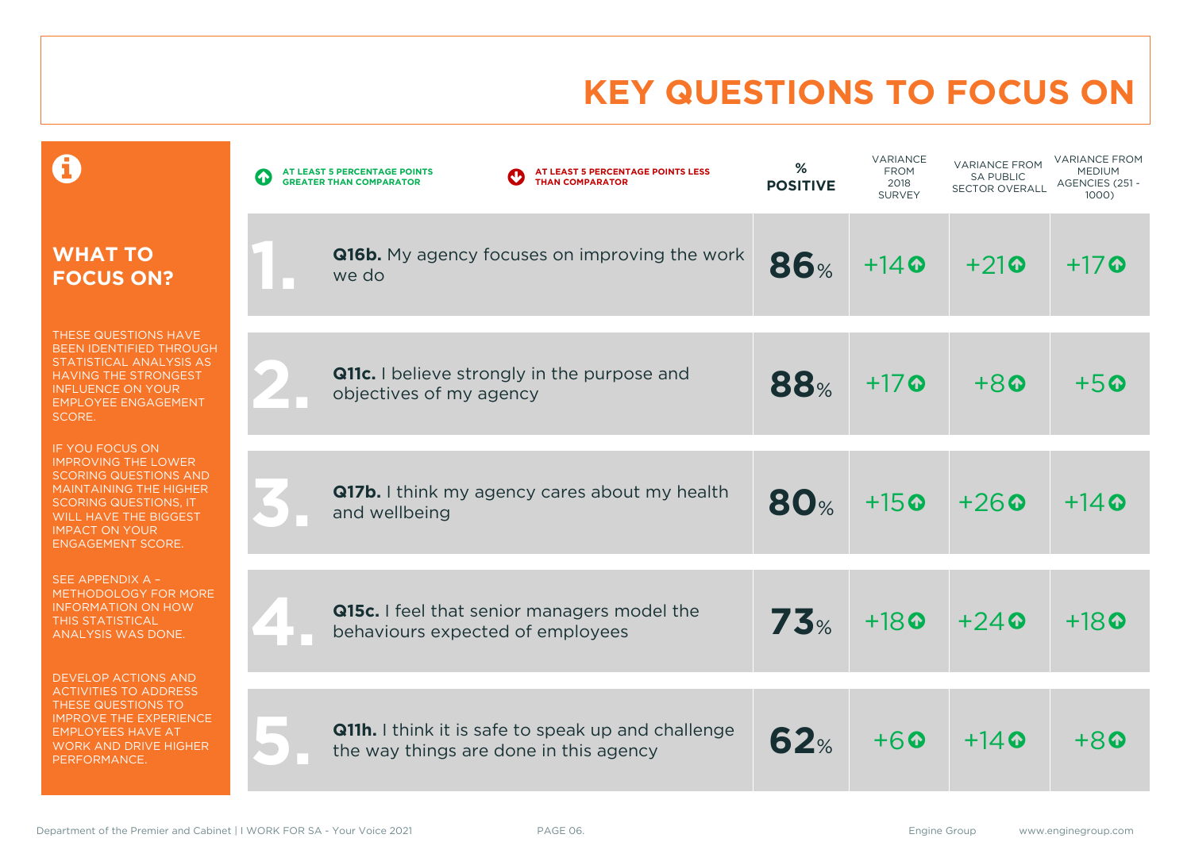# KEY QUESTIONS TO FOCUS ON

## WHAT TO FOCUS ON?

THESE QUESTIONS HAVE BEEN IDENTIFIED THROUGH STATISTICAL ANALYSIS AS HAVING THE STRONGEST INFLUENCE ON YOUR EMPLOYEE ENGAGEMENT SCORE.

IF YOU FOCUS ON IMPROVING THE LOWER SCORING QUESTIONS AND MAINTAINING THE HIGHER SCORING QUESTIONS, IT WILL HAVE THE BIGGEST IMPACT ON YOUR ENGAGEMENT SCORE.

SEE APPENDIX A – METHODOLOGY FOR MORE INFORMATION ON HOW THIS STATISTICAL ANALYSIS WAS DONE.

DEVELOP ACTIONS AND ACTIVITIES TO ADDRESS THESE QUESTIONS TO IMPROVE THE EXPERIENCE EMPLOYEES HAVE AT WORK AND DRIVE HIGHER PERFORMANCE.

↑ AT LEAST 5 PERCENTAGE POINTS GREATER THAN COMPARATOR
↓ AT LEAST 5 PERCENTAGE POINTS LESS THAN COMPARATOR

| | Question | % POSITIVE | VARIANCE FROM 2018 SURVEY | VARIANCE FROM SA PUBLIC SECTOR OVERALL | VARIANCE FROM MEDIUM AGENCIES (251 - 1000) |
|---|---|---|---|---|---|
| 1. | **Q16b.** My agency focuses on improving the work we do | 86% | +14 ↑ | +21 ↑ | +17 ↑ |
| 2. | **Q11c.** I believe strongly in the purpose and objectives of my agency | 88% | +17 ↑ | +8 ↑ | +5 ↑ |
| 3. | **Q17b.** I think my agency cares about my health and wellbeing | 80% | +15 ↑ | +26 ↑ | +14 ↑ |
| 4. | **Q15c.** I feel that senior managers model the behaviours expected of employees | 73% | +18 ↑ | +24 ↑ | +18 ↑ |
| 5. | **Q11h.** I think it is safe to speak up and challenge the way things are done in this agency | 62% | +6 ↑ | +14 ↑ | +8 ↑ |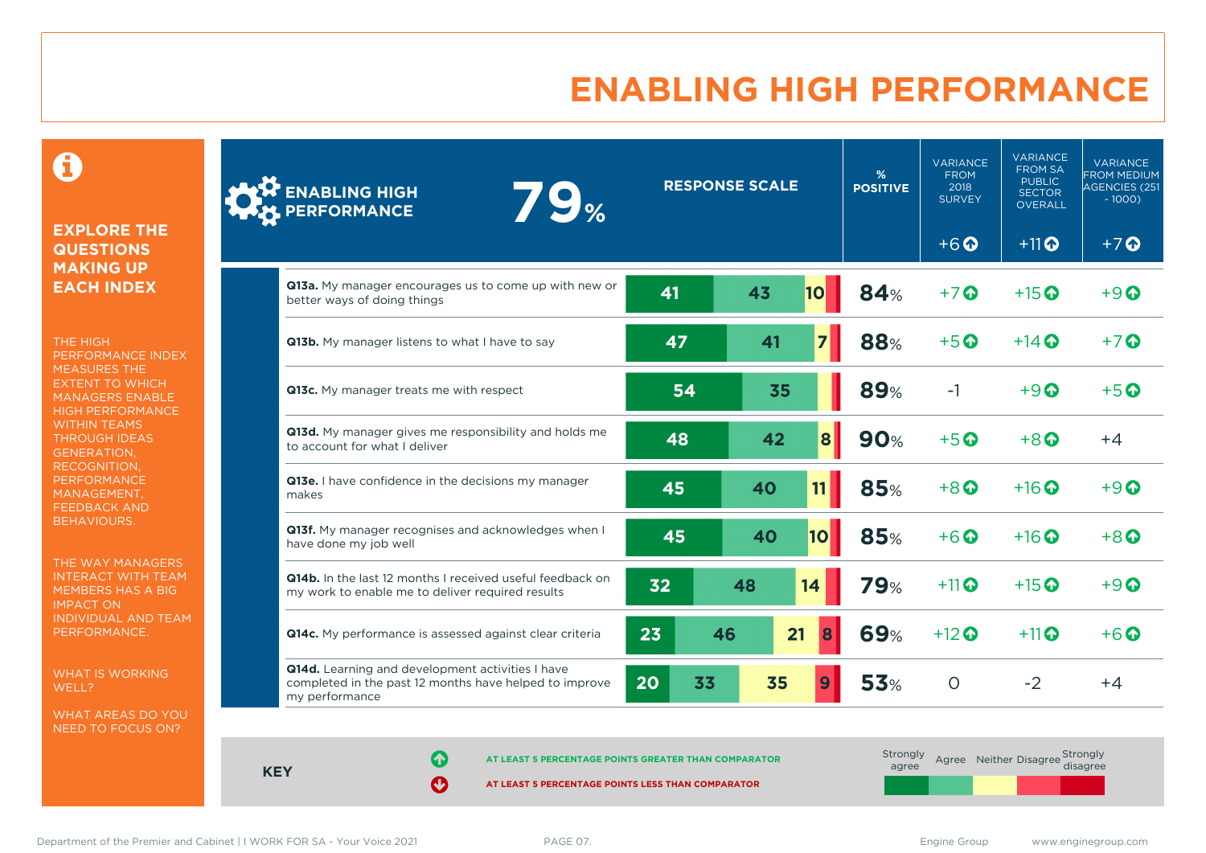# ENABLING HIGH PERFORMANCE

**EXPLORE THE QUESTIONS MAKING UP EACH INDEX**

THE HIGH PERFORMANCE INDEX MEASURES THE EXTENT TO WHICH MANAGERS ENABLE HIGH PERFORMANCE WITHIN TEAMS THROUGH IDEAS GENERATION, RECOGNITION, PERFORMANCE MANAGEMENT, FEEDBACK AND BEHAVIOURS.

THE WAY MANAGERS INTERACT WITH TEAM MEMBERS HAS A BIG IMPACT ON INDIVIDUAL AND TEAM PERFORMANCE.

WHAT IS WORKING WELL?

WHAT AREAS DO YOU NEED TO FOCUS ON?

| ENABLING HIGH PERFORMANCE 79% | RESPONSE SCALE (Strongly agree / Agree / Neither / Disagree / Strongly disagree) | % POSITIVE | VARIANCE FROM 2018 SURVEY | VARIANCE FROM SA PUBLIC SECTOR OVERALL | VARIANCE FROM MEDIUM AGENCIES (251 - 1000) |
|---|---|---|---|---|---|
| | | | +6 ↑ | +11 ↑ | +7 ↑ |
| **Q13a.** My manager encourages us to come up with new or better ways of doing things | 41 / 43 / 10 | 84% | +7 ↑ | +15 ↑ | +9 ↑ |
| **Q13b.** My manager listens to what I have to say | 47 / 41 / 7 | 88% | +5 ↑ | +14 ↑ | +7 ↑ |
| **Q13c.** My manager treats me with respect | 54 / 35 | 89% | -1 | +9 ↑ | +5 ↑ |
| **Q13d.** My manager gives me responsibility and holds me to account for what I deliver | 48 / 42 / 8 | 90% | +5 ↑ | +8 ↑ | +4 |
| **Q13e.** I have confidence in the decisions my manager makes | 45 / 40 / 11 | 85% | +8 ↑ | +16 ↑ | +9 ↑ |
| **Q13f.** My manager recognises and acknowledges when I have done my job well | 45 / 40 / 10 | 85% | +6 ↑ | +16 ↑ | +8 ↑ |
| **Q14b.** In the last 12 months I received useful feedback on my work to enable me to deliver required results | 32 / 48 / 14 | 79% | +11 ↑ | +15 ↑ | +9 ↑ |
| **Q14c.** My performance is assessed against clear criteria | 23 / 46 / 21 / 8 | 69% | +12 ↑ | +11 ↑ | +6 ↑ |
| **Q14d.** Learning and development activities I have completed in the past 12 months have helped to improve my performance | 20 / 33 / 35 / 9 | 53% | 0 | -2 | +4 |

**KEY**

↑ AT LEAST 5 PERCENTAGE POINTS GREATER THAN COMPARATOR

↓ AT LEAST 5 PERCENTAGE POINTS LESS THAN COMPARATOR

Strongly agree | Agree | Neither | Disagree | Strongly disagree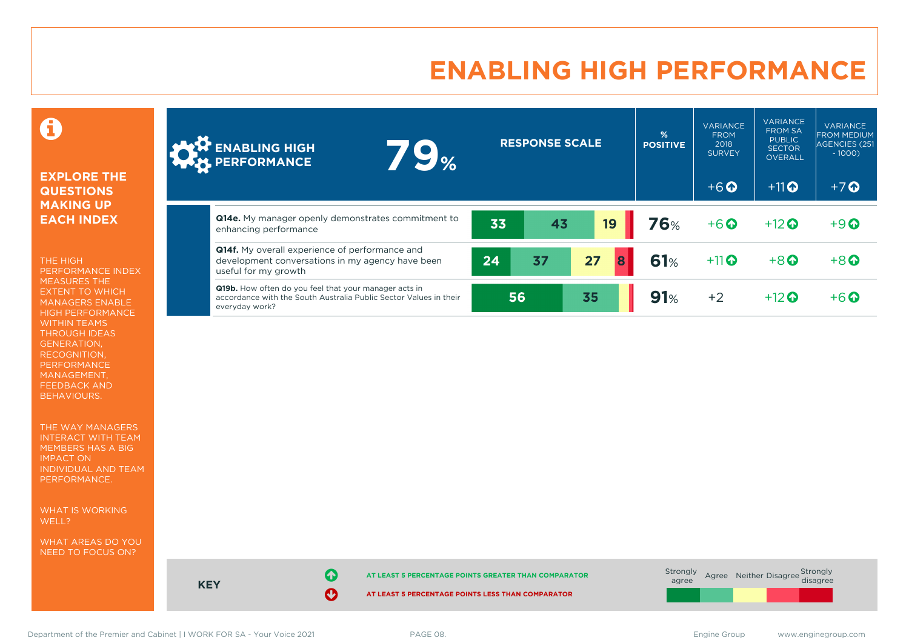# ENABLING HIGH PERFORMANCE

## EXPLORE THE QUESTIONS MAKING UP EACH INDEX

THE HIGH PERFORMANCE INDEX MEASURES THE EXTENT TO WHICH MANAGERS ENABLE HIGH PERFORMANCE WITHIN TEAMS THROUGH IDEAS GENERATION, RECOGNITION, PERFORMANCE MANAGEMENT, FEEDBACK AND BEHAVIOURS.

THE WAY MANAGERS INTERACT WITH TEAM MEMBERS HAS A BIG IMPACT ON INDIVIDUAL AND TEAM PERFORMANCE.

WHAT IS WORKING WELL?

WHAT AREAS DO YOU NEED TO FOCUS ON?

| ENABLING HIGH PERFORMANCE 79% | RESPONSE SCALE (Strongly agree / Agree / Neither / Disagree / Strongly disagree) | % POSITIVE | VARIANCE FROM 2018 SURVEY | VARIANCE FROM SA PUBLIC SECTOR OVERALL | VARIANCE FROM MEDIUM AGENCIES (251 - 1000) |
|---|---|---|---|---|---|
| | | | +6 ↑ | +11 ↑ | +7 ↑ |
| **Q14e.** My manager openly demonstrates commitment to enhancing performance | 33 / 43 / 19 / | 76% | +6 ↑ | +12 ↑ | +9 ↑ |
| **Q14f.** My overall experience of performance and development conversations in my agency have been useful for my growth | 24 / 37 / 27 / 8 | 61% | +11 ↑ | +8 ↑ | +8 ↑ |
| **Q19b.** How often do you feel that your manager acts in accordance with the South Australia Public Sector Values in their everyday work? | 56 / 35 | 91% | +2 | +12 ↑ | +6 ↑ |

**KEY**

↑ AT LEAST 5 PERCENTAGE POINTS GREATER THAN COMPARATOR

↓ AT LEAST 5 PERCENTAGE POINTS LESS THAN COMPARATOR

Strongly agree | Agree | Neither | Disagree | Strongly disagree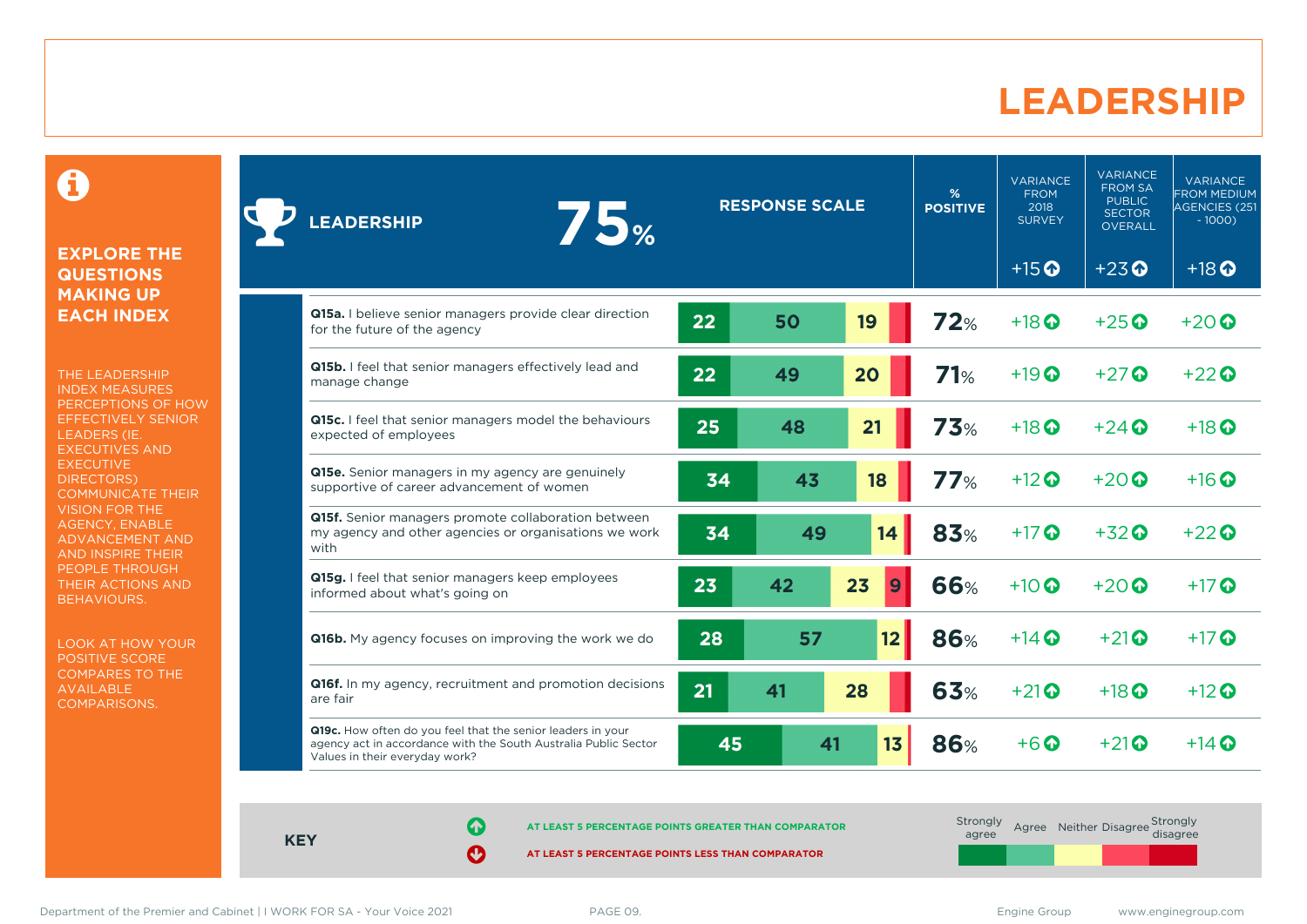# LEADERSHIP

**EXPLORE THE QUESTIONS MAKING UP EACH INDEX**

THE LEADERSHIP INDEX MEASURES PERCEPTIONS OF HOW EFFECTIVELY SENIOR LEADERS (IE. EXECUTIVES AND EXECUTIVE DIRECTORS) COMMUNICATE THEIR VISION FOR THE AGENCY, ENABLE ADVANCEMENT AND AND INSPIRE THEIR PEOPLE THROUGH THEIR ACTIONS AND BEHAVIOURS.

LOOK AT HOW YOUR POSITIVE SCORE COMPARES TO THE AVAILABLE COMPARISONS.

| LEADERSHIP 75% | Strongly agree | Agree | Neither | Disagree | Strongly disagree | % POSITIVE | VARIANCE FROM 2018 SURVEY | VARIANCE FROM SA PUBLIC SECTOR OVERALL | VARIANCE FROM MEDIUM AGENCIES (251 - 1000) |
|---|---|---|---|---|---|---|---|---|---|
| | | | | | | | +15 ↑ | +23 ↑ | +18 ↑ |
| **Q15a.** I believe senior managers provide clear direction for the future of the agency | 22 | 50 | 19 | | | 72% | +18 ↑ | +25 ↑ | +20 ↑ |
| **Q15b.** I feel that senior managers effectively lead and manage change | 22 | 49 | 20 | | | 71% | +19 ↑ | +27 ↑ | +22 ↑ |
| **Q15c.** I feel that senior managers model the behaviours expected of employees | 25 | 48 | 21 | | | 73% | +18 ↑ | +24 ↑ | +18 ↑ |
| **Q15e.** Senior managers in my agency are genuinely supportive of career advancement of women | 34 | 43 | 18 | | | 77% | +12 ↑ | +20 ↑ | +16 ↑ |
| **Q15f.** Senior managers promote collaboration between my agency and other agencies or organisations we work with | 34 | 49 | 14 | | | 83% | +17 ↑ | +32 ↑ | +22 ↑ |
| **Q15g.** I feel that senior managers keep employees informed about what's going on | 23 | 42 | 23 | 9 | | 66% | +10 ↑ | +20 ↑ | +17 ↑ |
| **Q16b.** My agency focuses on improving the work we do | 28 | 57 | 12 | | | 86% | +14 ↑ | +21 ↑ | +17 ↑ |
| **Q16f.** In my agency, recruitment and promotion decisions are fair | 21 | 41 | 28 | | | 63% | +21 ↑ | +18 ↑ | +12 ↑ |
| **Q19c.** How often do you feel that the senior leaders in your agency act in accordance with the South Australia Public Sector Values in their everyday work? | 45 | 41 | 13 | | | 86% | +6 ↑ | +21 ↑ | +14 ↑ |

**KEY**

↑ AT LEAST 5 PERCENTAGE POINTS GREATER THAN COMPARATOR

↓ AT LEAST 5 PERCENTAGE POINTS LESS THAN COMPARATOR

Strongly agree | Agree | Neither | Disagree | Strongly disagree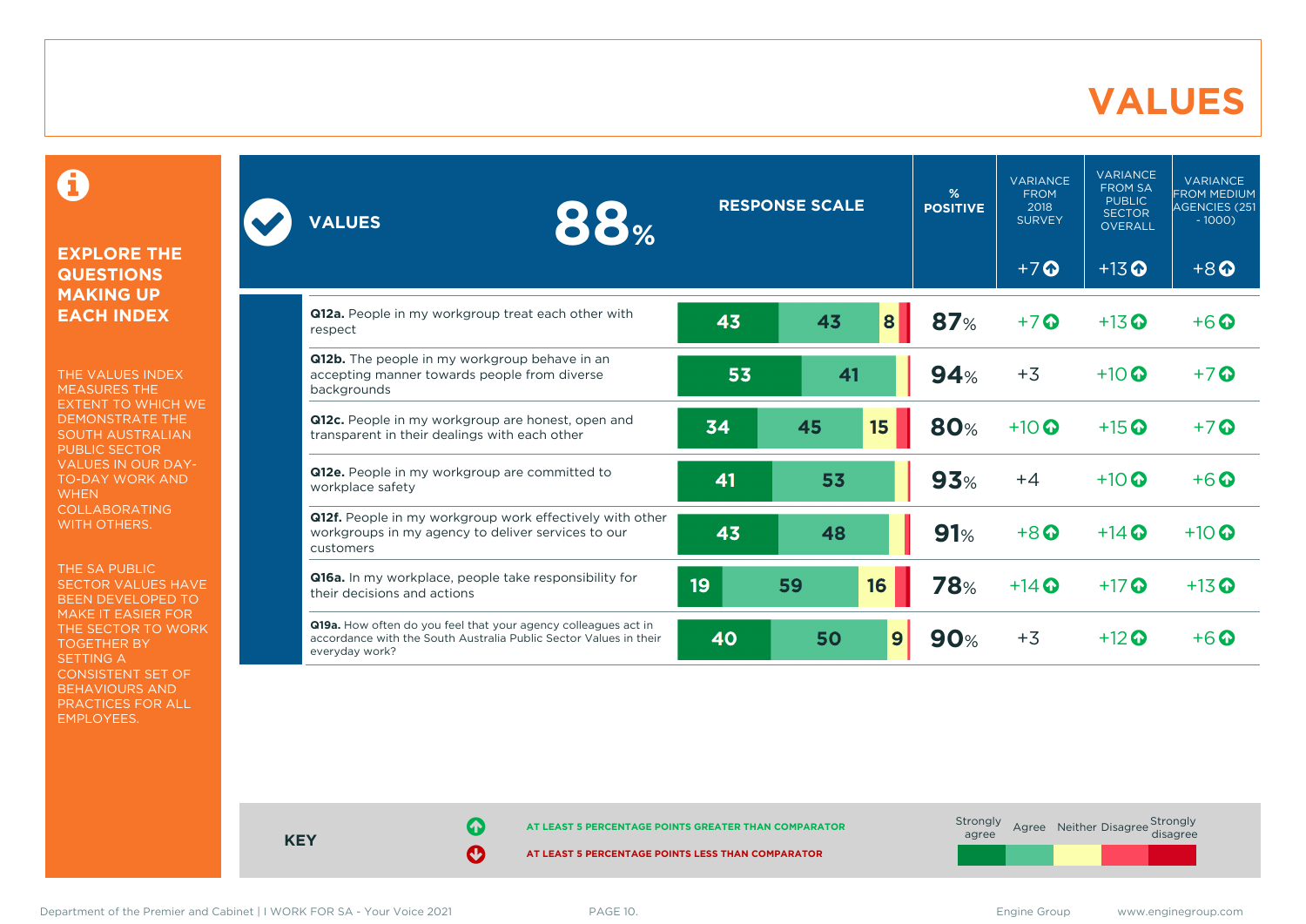# VALUES

### EXPLORE THE QUESTIONS MAKING UP EACH INDEX

THE VALUES INDEX MEASURES THE EXTENT TO WHICH WE DEMONSTRATE THE SOUTH AUSTRALIAN PUBLIC SECTOR VALUES IN OUR DAY-TO-DAY WORK AND WHEN COLLABORATING WITH OTHERS.

THE SA PUBLIC SECTOR VALUES HAVE BEEN DEVELOPED TO MAKE IT EASIER FOR THE SECTOR TO WORK TOGETHER BY SETTING A CONSISTENT SET OF BEHAVIOURS AND PRACTICES FOR ALL EMPLOYEES.

| VALUES 88% | RESPONSE SCALE (Strongly agree / Agree / Neither / Disagree / Strongly disagree) | % POSITIVE | VARIANCE FROM 2018 SURVEY | VARIANCE FROM SA PUBLIC SECTOR OVERALL | VARIANCE FROM MEDIUM AGENCIES (251 - 1000) |
|---|---|---|---|---|---|
| **Values index** | | 88% | +7 ↑ | +13 ↑ | +8 ↑ |
| **Q12a.** People in my workgroup treat each other with respect | 43 / 43 / 8 | 87% | +7 ↑ | +13 ↑ | +6 ↑ |
| **Q12b.** The people in my workgroup behave in an accepting manner towards people from diverse backgrounds | 53 / 41 | 94% | +3 | +10 ↑ | +7 ↑ |
| **Q12c.** People in my workgroup are honest, open and transparent in their dealings with each other | 34 / 45 / 15 | 80% | +10 ↑ | +15 ↑ | +7 ↑ |
| **Q12e.** People in my workgroup are committed to workplace safety | 41 / 53 | 93% | +4 | +10 ↑ | +6 ↑ |
| **Q12f.** People in my workgroup work effectively with other workgroups in my agency to deliver services to our customers | 43 / 48 | 91% | +8 ↑ | +14 ↑ | +10 ↑ |
| **Q16a.** In my workplace, people take responsibility for their decisions and actions | 19 / 59 / 16 | 78% | +14 ↑ | +17 ↑ | +13 ↑ |
| **Q19a.** How often do you feel that your agency colleagues act in accordance with the South Australia Public Sector Values in their everyday work? | 40 / 50 / 9 | 90% | +3 | +12 ↑ | +6 ↑ |

**KEY**

↑ AT LEAST 5 PERCENTAGE POINTS GREATER THAN COMPARATOR

↓ AT LEAST 5 PERCENTAGE POINTS LESS THAN COMPARATOR

Strongly agree | Agree | Neither | Disagree | Strongly disagree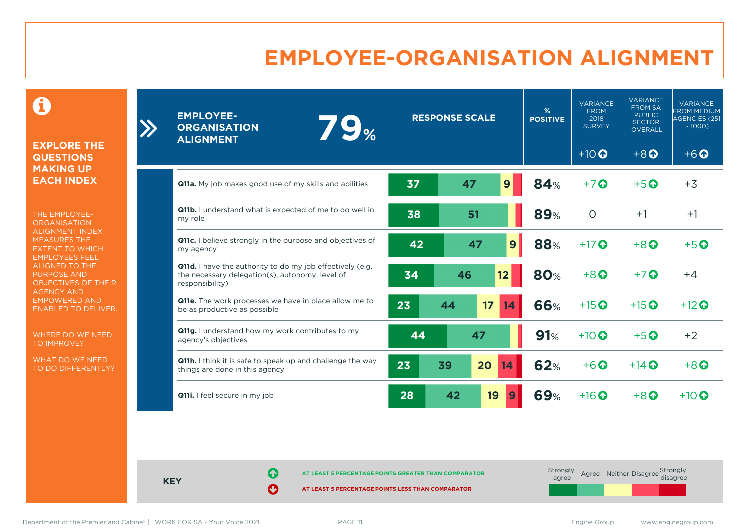# EMPLOYEE-ORGANISATION ALIGNMENT

## EXPLORE THE QUESTIONS MAKING UP EACH INDEX

THE EMPLOYEE-ORGANISATION ALIGNMENT INDEX MEASURES THE EXTENT TO WHICH EMPLOYEES FEEL ALIGNED TO THE PURPOSE AND OBJECTIVES OF THEIR AGENCY AND EMPOWERED AND ENABLED TO DELIVER.

WHERE DO WE NEED TO IMPROVE?

WHAT DO WE NEED TO DO DIFFERENTLY?

| EMPLOYEE-ORGANISATION ALIGNMENT 79% | Strongly agree | Agree | Neither | Disagree | Strongly disagree | % POSITIVE | VARIANCE FROM 2018 SURVEY | VARIANCE FROM SA PUBLIC SECTOR OVERALL | VARIANCE FROM MEDIUM AGENCIES (251 - 1000) |
|---|---|---|---|---|---|---|---|---|---|
| | | | | | | | +10 ↑ | +8 ↑ | +6 ↑ |
| **Q11a.** My job makes good use of my skills and abilities | 37 | 47 | 9 | | | 84% | +7 ↑ | +5 ↑ | +3 |
| **Q11b.** I understand what is expected of me to do well in my role | 38 | 51 | | | | 89% | 0 | +1 | +1 |
| **Q11c.** I believe strongly in the purpose and objectives of my agency | 42 | 47 | 9 | | | 88% | +17 ↑ | +8 ↑ | +5 ↑ |
| **Q11d.** I have the authority to do my job effectively (e.g. the necessary delegation(s), autonomy, level of responsibility) | 34 | 46 | 12 | | | 80% | +8 ↑ | +7 ↑ | +4 |
| **Q11e.** The work processes we have in place allow me to be as productive as possible | 23 | 44 | 17 | 14 | | 66% | +15 ↑ | +15 ↑ | +12 ↑ |
| **Q11g.** I understand how my work contributes to my agency's objectives | 44 | 47 | | | | 91% | +10 ↑ | +5 ↑ | +2 |
| **Q11h.** I think it is safe to speak up and challenge the way things are done in this agency | 23 | 39 | 20 | 14 | | 62% | +6 ↑ | +14 ↑ | +8 ↑ |
| **Q11i.** I feel secure in my job | 28 | 42 | 19 | 9 | | 69% | +16 ↑ | +8 ↑ | +10 ↑ |

**KEY**

↑ AT LEAST 5 PERCENTAGE POINTS GREATER THAN COMPARATOR

↓ AT LEAST 5 PERCENTAGE POINTS LESS THAN COMPARATOR

Strongly agree | Agree | Neither | Disagree | Strongly disagree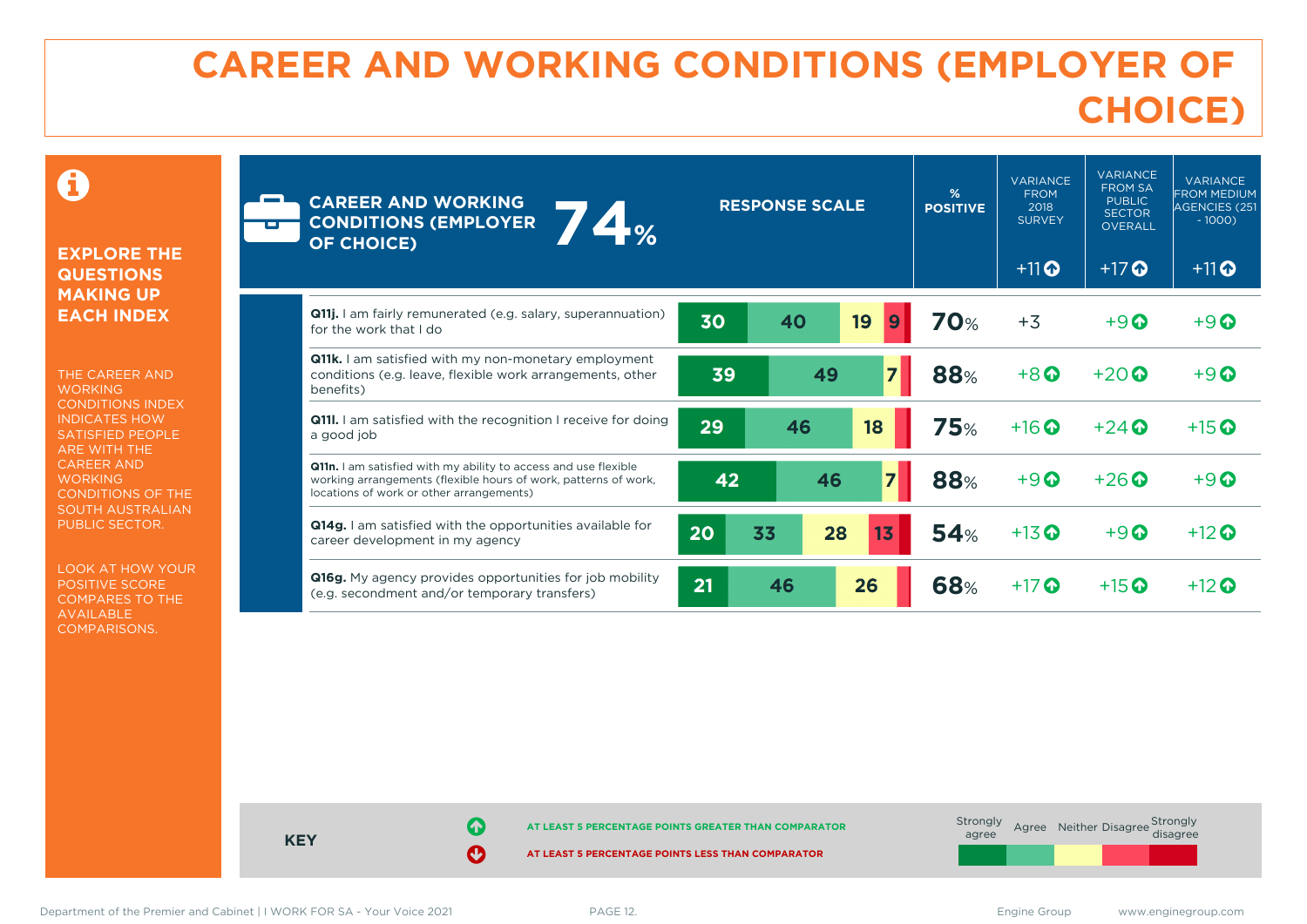# CAREER AND WORKING CONDITIONS (EMPLOYER OF CHOICE)

**EXPLORE THE QUESTIONS MAKING UP EACH INDEX**

THE CAREER AND WORKING CONDITIONS INDEX INDICATES HOW SATISFIED PEOPLE ARE WITH THE CAREER AND WORKING CONDITIONS OF THE SOUTH AUSTRALIAN PUBLIC SECTOR.

LOOK AT HOW YOUR POSITIVE SCORE COMPARES TO THE AVAILABLE COMPARISONS.

| CAREER AND WORKING CONDITIONS (EMPLOYER OF CHOICE) 74% | Strongly agree | Agree | Neither | Disagree | Strongly disagree | % POSITIVE | VARIANCE FROM 2018 SURVEY | VARIANCE FROM SA PUBLIC SECTOR OVERALL | VARIANCE FROM MEDIUM AGENCIES (251 - 1000) |
|---|---|---|---|---|---|---|---|---|---|
| | | | | | | | +11 ↑ | +17 ↑ | +11 ↑ |
| **Q11j.** I am fairly remunerated (e.g. salary, superannuation) for the work that I do | 30 | 40 | 19 | 9 | | 70% | +3 | +9 ↑ | +9 ↑ |
| **Q11k.** I am satisfied with my non-monetary employment conditions (e.g. leave, flexible work arrangements, other benefits) | 39 | 49 | 7 | | | 88% | +8 ↑ | +20 ↑ | +9 ↑ |
| **Q11l.** I am satisfied with the recognition I receive for doing a good job | 29 | 46 | 18 | | | 75% | +16 ↑ | +24 ↑ | +15 ↑ |
| **Q11n.** I am satisfied with my ability to access and use flexible working arrangements (flexible hours of work, patterns of work, locations of work or other arrangements) | 42 | 46 | 7 | | | 88% | +9 ↑ | +26 ↑ | +9 ↑ |
| **Q14g.** I am satisfied with the opportunities available for career development in my agency | 20 | 33 | 28 | 13 | | 54% | +13 ↑ | +9 ↑ | +12 ↑ |
| **Q16g.** My agency provides opportunities for job mobility (e.g. secondment and/or temporary transfers) | 21 | 46 | 26 | | | 68% | +17 ↑ | +15 ↑ | +12 ↑ |

**KEY**

↑ AT LEAST 5 PERCENTAGE POINTS GREATER THAN COMPARATOR

↓ AT LEAST 5 PERCENTAGE POINTS LESS THAN COMPARATOR

Strongly agree | Agree | Neither | Disagree | Strongly disagree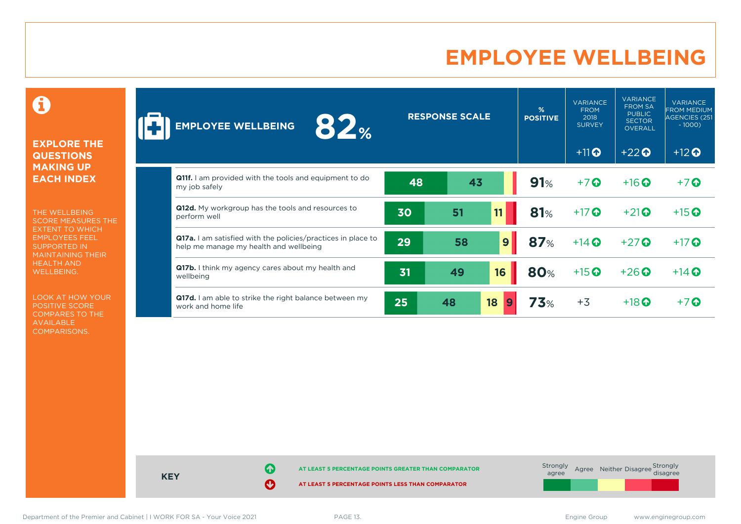# EMPLOYEE WELLBEING

**EXPLORE THE QUESTIONS MAKING UP EACH INDEX**

THE WELLBEING SCORE MEASURES THE EXTENT TO WHICH EMPLOYEES FEEL SUPPORTED IN MAINTAINING THEIR HEALTH AND WELLBEING.

LOOK AT HOW YOUR POSITIVE SCORE COMPARES TO THE AVAILABLE COMPARISONS.

**EMPLOYEE WELLBEING 82%**

| Question | Strongly agree | Agree | Neither | Disagree | Strongly disagree | % POSITIVE | VARIANCE FROM 2018 SURVEY (+11 ↑) | VARIANCE FROM SA PUBLIC SECTOR OVERALL (+22 ↑) | VARIANCE FROM MEDIUM AGENCIES (251 - 1000) (+12 ↑) |
|---|---|---|---|---|---|---|---|---|---|
| **Q11f.** I am provided with the tools and equipment to do my job safely | 48 | 43 | | | | 91% | +7 ↑ | +16 ↑ | +7 ↑ |
| **Q12d.** My workgroup has the tools and resources to perform well | 30 | 51 | 11 | | | 81% | +17 ↑ | +21 ↑ | +15 ↑ |
| **Q17a.** I am satisfied with the policies/practices in place to help me manage my health and wellbeing | 29 | 58 | 9 | | | 87% | +14 ↑ | +27 ↑ | +17 ↑ |
| **Q17b.** I think my agency cares about my health and wellbeing | 31 | 49 | 16 | | | 80% | +15 ↑ | +26 ↑ | +14 ↑ |
| **Q17d.** I am able to strike the right balance between my work and home life | 25 | 48 | 18 | 9 | | 73% | +3 | +18 ↑ | +7 ↑ |

**KEY**

↑ AT LEAST 5 PERCENTAGE POINTS GREATER THAN COMPARATOR

↓ AT LEAST 5 PERCENTAGE POINTS LESS THAN COMPARATOR

Response scale: Strongly agree, Agree, Neither, Disagree, Strongly disagree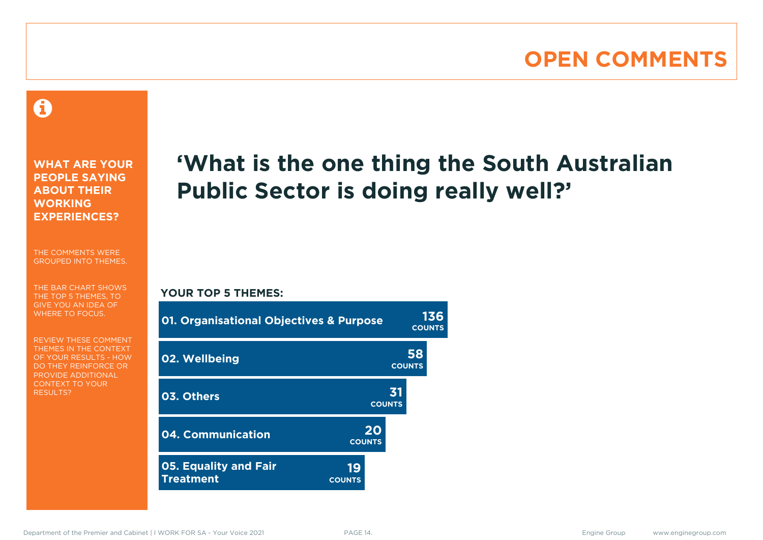# OPEN COMMENTS

**WHAT ARE YOUR PEOPLE SAYING ABOUT THEIR WORKING EXPERIENCES?**

THE COMMENTS WERE GROUPED INTO THEMES.

THE BAR CHART SHOWS THE TOP 5 THEMES, TO GIVE YOU AN IDEA OF WHERE TO FOCUS.

REVIEW THESE COMMENT THEMES IN THE CONTEXT OF YOUR RESULTS - HOW DO THEY REINFORCE OR PROVIDE ADDITIONAL CONTEXT TO YOUR RESULTS?

## ‘What is the one thing the South Australian Public Sector is doing really well?’

**YOUR TOP 5 THEMES:**

| Theme | Counts |
| --- | --- |
| 01. Organisational Objectives & Purpose | 136 |
| 02. Wellbeing | 58 |
| 03. Others | 31 |
| 04. Communication | 20 |
| 05. Equality and Fair Treatment | 19 |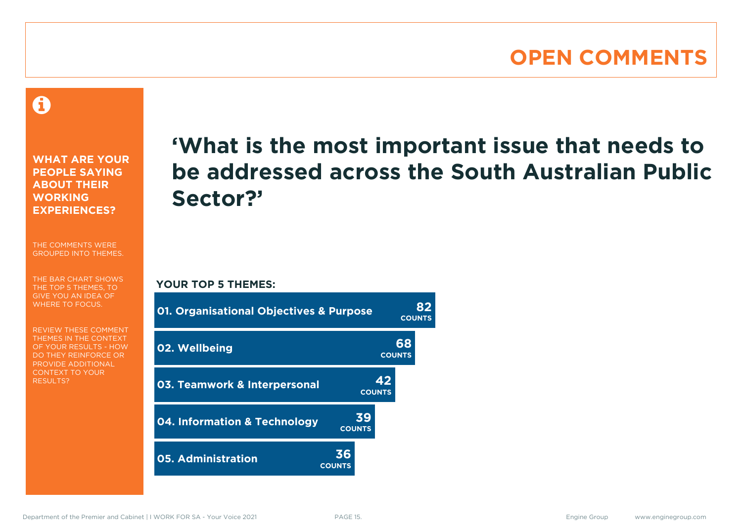# OPEN COMMENTS

**WHAT ARE YOUR PEOPLE SAYING ABOUT THEIR WORKING EXPERIENCES?**

THE COMMENTS WERE GROUPED INTO THEMES.

THE BAR CHART SHOWS THE TOP 5 THEMES, TO GIVE YOU AN IDEA OF WHERE TO FOCUS.

REVIEW THESE COMMENT THEMES IN THE CONTEXT OF YOUR RESULTS - HOW DO THEY REINFORCE OR PROVIDE ADDITIONAL CONTEXT TO YOUR RESULTS?

## ‘What is the most important issue that needs to be addressed across the South Australian Public Sector?’

**YOUR TOP 5 THEMES:**

| Theme | Counts |
|---|---|
| 01. Organisational Objectives & Purpose | 82 |
| 02. Wellbeing | 68 |
| 03. Teamwork & Interpersonal | 42 |
| 04. Information & Technology | 39 |
| 05. Administration | 36 |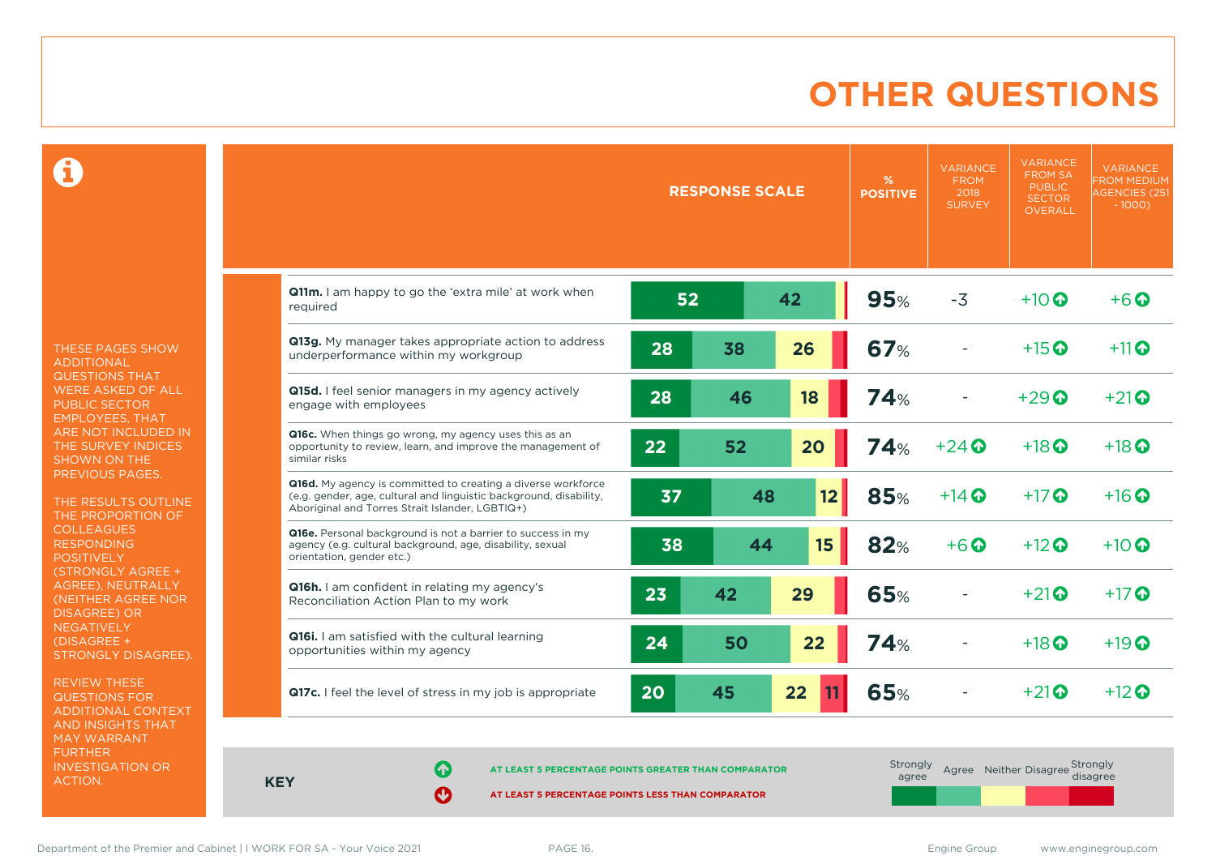# OTHER QUESTIONS

THESE PAGES SHOW ADDITIONAL QUESTIONS THAT WERE ASKED OF ALL PUBLIC SECTOR EMPLOYEES, THAT ARE NOT INCLUDED IN THE SURVEY INDICES SHOWN ON THE PREVIOUS PAGES.

THE RESULTS OUTLINE THE PROPORTION OF COLLEAGUES RESPONDING POSITIVELY (STRONGLY AGREE + AGREE), NEUTRALLY (NEITHER AGREE NOR DISAGREE) OR NEGATIVELY (DISAGREE + STRONGLY DISAGREE).

REVIEW THESE QUESTIONS FOR ADDITIONAL CONTEXT AND INSIGHTS THAT MAY WARRANT FURTHER INVESTIGATION OR ACTION.

| Question | Response scale (Strongly agree / Agree / Neither / Disagree / Strongly disagree) | % POSITIVE | VARIANCE FROM 2018 SURVEY | VARIANCE FROM SA PUBLIC SECTOR OVERALL | VARIANCE FROM MEDIUM AGENCIES (251 - 1000) |
|---|---|---|---|---|---|
| **Q11m.** I am happy to go the 'extra mile' at work when required | 52 / 42 | 95% | -3 | +10 ↑ | +6 ↑ |
| **Q13g.** My manager takes appropriate action to address underperformance within my workgroup | 28 / 38 / 26 | 67% | - | +15 ↑ | +11 ↑ |
| **Q15d.** I feel senior managers in my agency actively engage with employees | 28 / 46 / 18 | 74% | - | +29 ↑ | +21 ↑ |
| **Q16c.** When things go wrong, my agency uses this as an opportunity to review, learn, and improve the management of similar risks | 22 / 52 / 20 | 74% | +24 ↑ | +18 ↑ | +18 ↑ |
| **Q16d.** My agency is committed to creating a diverse workforce (e.g. gender, age, cultural and linguistic background, disability, Aboriginal and Torres Strait Islander, LGBTIQ+) | 37 / 48 / 12 | 85% | +14 ↑ | +17 ↑ | +16 ↑ |
| **Q16e.** Personal background is not a barrier to success in my agency (e.g. cultural background, age, disability, sexual orientation, gender etc.) | 38 / 44 / 15 | 82% | +6 ↑ | +12 ↑ | +10 ↑ |
| **Q16h.** I am confident in relating my agency's Reconciliation Action Plan to my work | 23 / 42 / 29 | 65% | - | +21 ↑ | +17 ↑ |
| **Q16i.** I am satisfied with the cultural learning opportunities within my agency | 24 / 50 / 22 | 74% | - | +18 ↑ | +19 ↑ |
| **Q17c.** I feel the level of stress in my job is appropriate | 20 / 45 / 22 / 11 | 65% | - | +21 ↑ | +12 ↑ |

**KEY**

↑ AT LEAST 5 PERCENTAGE POINTS GREATER THAN COMPARATOR

↓ AT LEAST 5 PERCENTAGE POINTS LESS THAN COMPARATOR

Strongly agree | Agree | Neither | Disagree | Strongly disagree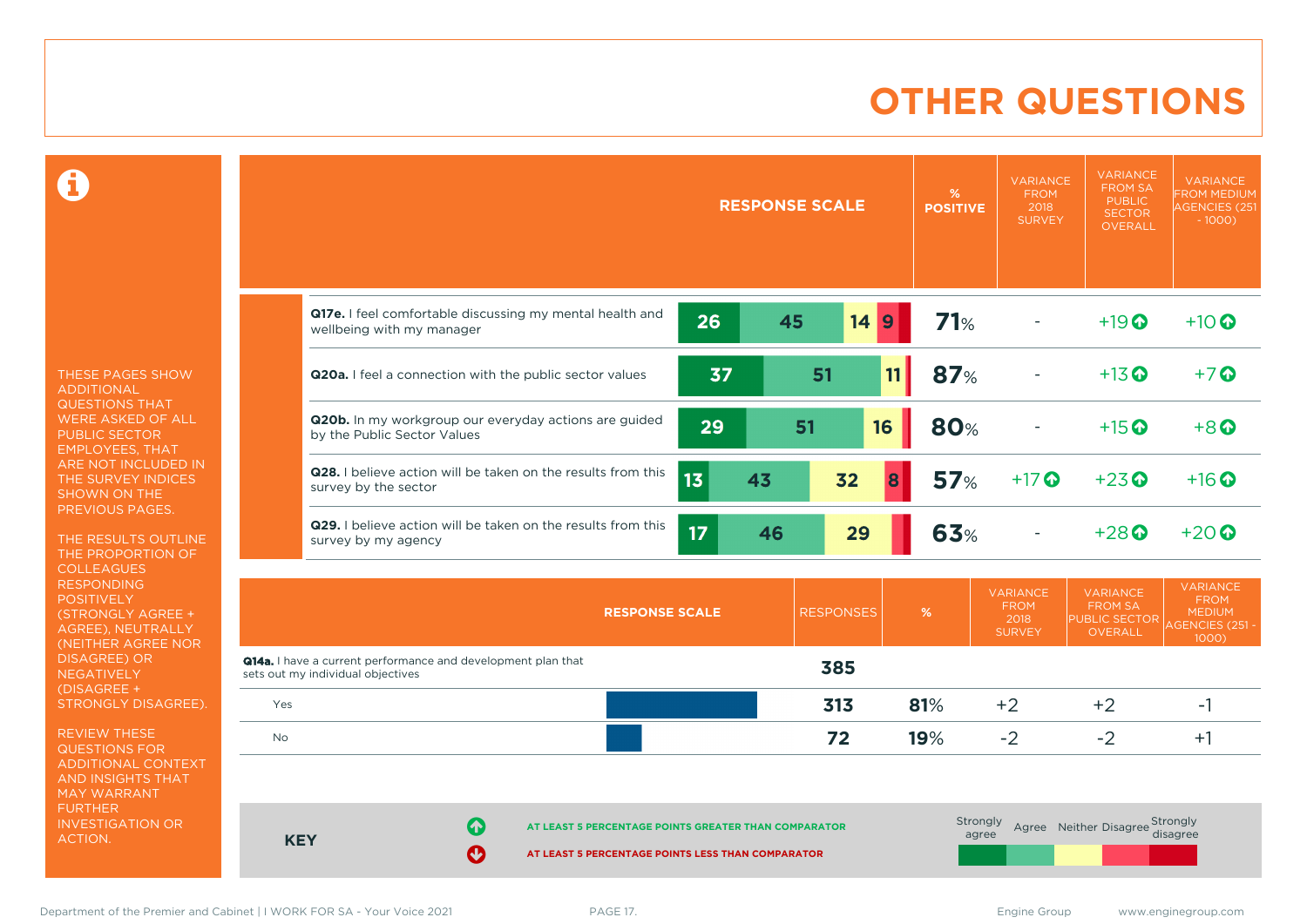# OTHER QUESTIONS

THESE PAGES SHOW ADDITIONAL QUESTIONS THAT WERE ASKED OF ALL PUBLIC SECTOR EMPLOYEES, THAT ARE NOT INCLUDED IN THE SURVEY INDICES SHOWN ON THE PREVIOUS PAGES.

THE RESULTS OUTLINE THE PROPORTION OF COLLEAGUES RESPONDING POSITIVELY (STRONGLY AGREE + AGREE), NEUTRALLY (NEITHER AGREE NOR DISAGREE) OR NEGATIVELY (DISAGREE + STRONGLY DISAGREE).

REVIEW THESE QUESTIONS FOR ADDITIONAL CONTEXT AND INSIGHTS THAT MAY WARRANT FURTHER INVESTIGATION OR ACTION.

| Question | Strongly agree | Agree | Neither | Disagree | Strongly disagree | % POSITIVE | VARIANCE FROM 2018 SURVEY | VARIANCE FROM SA PUBLIC SECTOR OVERALL | VARIANCE FROM MEDIUM AGENCIES (251 - 1000) |
|---|---|---|---|---|---|---|---|---|---|
| **Q17e.** I feel comfortable discussing my mental health and wellbeing with my manager | 26 | 45 | 14 | 9 | | 71% | - | +19 ↑ | +10 ↑ |
| **Q20a.** I feel a connection with the public sector values | 37 | 51 | 11 | | | 87% | - | +13 ↑ | +7 ↑ |
| **Q20b.** In my workgroup our everyday actions are guided by the Public Sector Values | 29 | 51 | 16 | | | 80% | - | +15 ↑ | +8 ↑ |
| **Q28.** I believe action will be taken on the results from this survey by the sector | 13 | 43 | 32 | 8 | | 57% | +17 ↑ | +23 ↑ | +16 ↑ |
| **Q29.** I believe action will be taken on the results from this survey by my agency | 17 | 46 | 29 | | | 63% | - | +28 ↑ | +20 ↑ |

| RESPONSE SCALE | RESPONSES | % | VARIANCE FROM 2018 SURVEY | VARIANCE FROM SA PUBLIC SECTOR OVERALL | VARIANCE FROM MEDIUM AGENCIES (251 - 1000) |
|---|---|---|---|---|---|
| **Q14a.** I have a current performance and development plan that sets out my individual objectives | 385 | | | | |
| Yes | 313 | 81% | +2 | +2 | -1 |
| No | 72 | 19% | -2 | -2 | +1 |

**KEY**

↑ AT LEAST 5 PERCENTAGE POINTS GREATER THAN COMPARATOR

↓ AT LEAST 5 PERCENTAGE POINTS LESS THAN COMPARATOR

Strongly agree | Agree | Neither | Disagree | Strongly disagree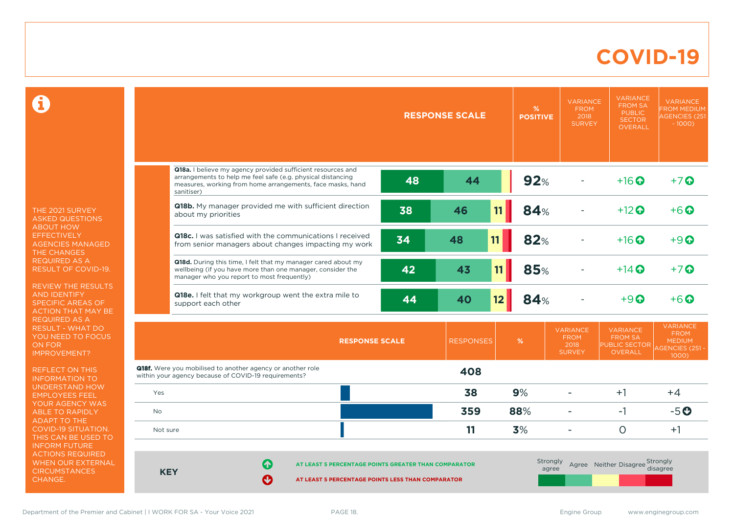# COVID-19

THE 2021 SURVEY ASKED QUESTIONS ABOUT HOW EFFECTIVELY AGENCIES MANAGED THE CHANGES REQUIRED AS A RESULT OF COVID-19.

REVIEW THE RESULTS AND IDENTIFY SPECIFIC AREAS OF ACTION THAT MAY BE REQUIRED AS A RESULT - WHAT DO YOU NEED TO FOCUS ON FOR IMPROVEMENT?

REFLECT ON THIS INFORMATION TO UNDERSTAND HOW EMPLOYEES FEEL YOUR AGENCY WAS ABLE TO RAPIDLY ADAPT TO THE COVID-19 SITUATION. THIS CAN BE USED TO INFORM FUTURE ACTIONS REQUIRED WHEN OUR EXTERNAL CIRCUMSTANCES CHANGE.

| Question | Strongly agree | Agree | Neither | % POSITIVE | VARIANCE FROM 2018 SURVEY | VARIANCE FROM SA PUBLIC SECTOR OVERALL | VARIANCE FROM MEDIUM AGENCIES (251 - 1000) |
|---|---|---|---|---|---|---|---|
| **Q18a.** I believe my agency provided sufficient resources and arrangements to help me feel safe (e.g. physical distancing measures, working from home arrangements, face masks, hand sanitiser) | 48 | 44 | | 92% | - | +16 ⬆ | +7 ⬆ |
| **Q18b.** My manager provided me with sufficient direction about my priorities | 38 | 46 | 11 | 84% | - | +12 ⬆ | +6 ⬆ |
| **Q18c.** I was satisfied with the communications I received from senior managers about changes impacting my work | 34 | 48 | 11 | 82% | - | +16 ⬆ | +9 ⬆ |
| **Q18d.** During this time, I felt that my manager cared about my wellbeing (if you have more than one manager, consider the manager who you report to most frequently) | 42 | 43 | 11 | 85% | - | +14 ⬆ | +7 ⬆ |
| **Q18e.** I felt that my workgroup went the extra mile to support each other | 44 | 40 | 12 | 84% | - | +9 ⬆ | +6 ⬆ |

| RESPONSE SCALE | RESPONSES | % | VARIANCE FROM 2018 SURVEY | VARIANCE FROM SA PUBLIC SECTOR OVERALL | VARIANCE FROM MEDIUM AGENCIES (251 - 1000) |
|---|---|---|---|---|---|
| **Q18f.** Were you mobilised to another agency or another role within your agency because of COVID-19 requirements? | 408 | | | | |
| Yes | 38 | 9% | - | +1 | +4 |
| No | 359 | 88% | - | -1 | -5 ⬇ |
| Not sure | 11 | 3% | - | 0 | +1 |

**KEY**

⬆ AT LEAST 5 PERCENTAGE POINTS GREATER THAN COMPARATOR

⬇ AT LEAST 5 PERCENTAGE POINTS LESS THAN COMPARATOR

Strongly agree | Agree | Neither | Disagree | Strongly disagree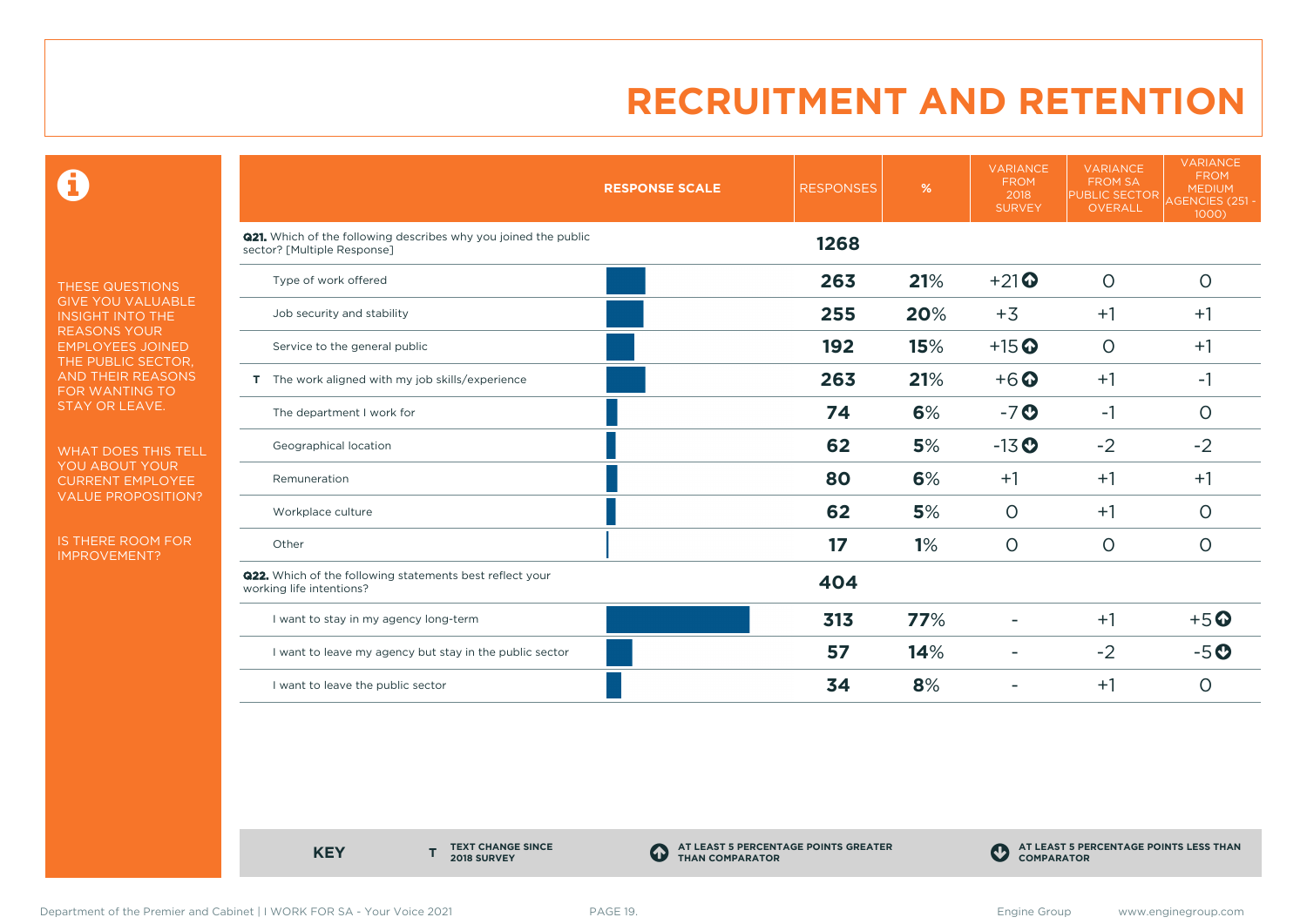# RECRUITMENT AND RETENTION

THESE QUESTIONS GIVE YOU VALUABLE INSIGHT INTO THE REASONS YOUR EMPLOYEES JOINED THE PUBLIC SECTOR, AND THEIR REASONS FOR WANTING TO STAY OR LEAVE.

WHAT DOES THIS TELL YOU ABOUT YOUR CURRENT EMPLOYEE VALUE PROPOSITION?

IS THERE ROOM FOR IMPROVEMENT?

| | RESPONSE SCALE | RESPONSES | % | VARIANCE FROM 2018 SURVEY | VARIANCE FROM SA PUBLIC SECTOR OVERALL | VARIANCE FROM MEDIUM AGENCIES (251 - 1000) |
|---|---|---|---|---|---|---|
| **Q21.** Which of the following describes why you joined the public sector? [Multiple Response] | | **1268** | | | | |
| Type of work offered | | **263** | **21%** | +21 ⬆ | 0 | 0 |
| Job security and stability | | **255** | **20%** | +3 | +1 | +1 |
| Service to the general public | | **192** | **15%** | +15 ⬆ | 0 | +1 |
| T The work aligned with my job skills/experience | | **263** | **21%** | +6 ⬆ | +1 | -1 |
| The department I work for | | **74** | **6%** | -7 ⬇ | -1 | 0 |
| Geographical location | | **62** | **5%** | -13 ⬇ | -2 | -2 |
| Remuneration | | **80** | **6%** | +1 | +1 | +1 |
| Workplace culture | | **62** | **5%** | 0 | +1 | 0 |
| Other | | **17** | **1%** | 0 | 0 | 0 |
| **Q22.** Which of the following statements best reflect your working life intentions? | | **404** | | | | |
| I want to stay in my agency long-term | | **313** | **77%** | - | +1 | +5 ⬆ |
| I want to leave my agency but stay in the public sector | | **57** | **14%** | - | -2 | -5 ⬇ |
| I want to leave the public sector | | **34** | **8%** | - | +1 | 0 |

**KEY**
- **T** TEXT CHANGE SINCE 2018 SURVEY
- ⬆ AT LEAST 5 PERCENTAGE POINTS GREATER THAN COMPARATOR
- ⬇ AT LEAST 5 PERCENTAGE POINTS LESS THAN COMPARATOR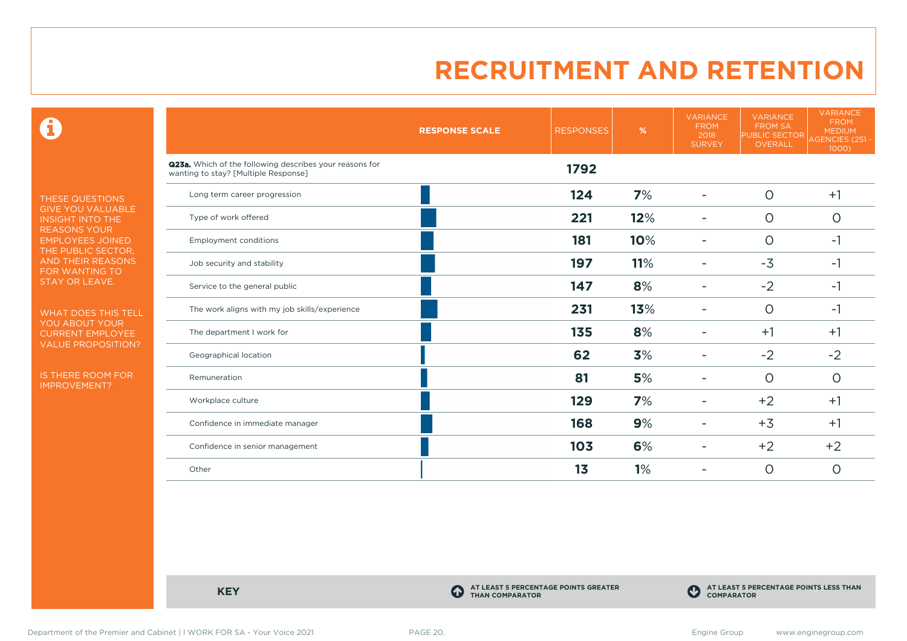# RECRUITMENT AND RETENTION

THESE QUESTIONS GIVE YOU VALUABLE INSIGHT INTO THE REASONS YOUR EMPLOYEES JOINED THE PUBLIC SECTOR, AND THEIR REASONS FOR WANTING TO STAY OR LEAVE.

WHAT DOES THIS TELL YOU ABOUT YOUR CURRENT EMPLOYEE VALUE PROPOSITION?

IS THERE ROOM FOR IMPROVEMENT?

| | RESPONSE SCALE | RESPONSES | % | VARIANCE FROM 2018 SURVEY | VARIANCE FROM SA PUBLIC SECTOR OVERALL | VARIANCE FROM MEDIUM AGENCIES (251 - 1000) |
|---|---|---|---|---|---|---|
| **Q23a.** Which of the following describes your reasons for wanting to stay? [Multiple Response] | | **1792** | | | | |
| Long term career progression | | **124** | **7%** | - | 0 | +1 |
| Type of work offered | | **221** | **12%** | - | 0 | 0 |
| Employment conditions | | **181** | **10%** | - | 0 | -1 |
| Job security and stability | | **197** | **11%** | - | -3 | -1 |
| Service to the general public | | **147** | **8%** | - | -2 | -1 |
| The work aligns with my job skills/experience | | **231** | **13%** | - | 0 | -1 |
| The department I work for | | **135** | **8%** | - | +1 | +1 |
| Geographical location | | **62** | **3%** | - | -2 | -2 |
| Remuneration | | **81** | **5%** | - | 0 | 0 |
| Workplace culture | | **129** | **7%** | - | +2 | +1 |
| Confidence in immediate manager | | **168** | **9%** | - | +3 | +1 |
| Confidence in senior management | | **103** | **6%** | - | +2 | +2 |
| Other | | **13** | **1%** | - | 0 | 0 |

**KEY**

AT LEAST 5 PERCENTAGE POINTS GREATER THAN COMPARATOR

AT LEAST 5 PERCENTAGE POINTS LESS THAN COMPARATOR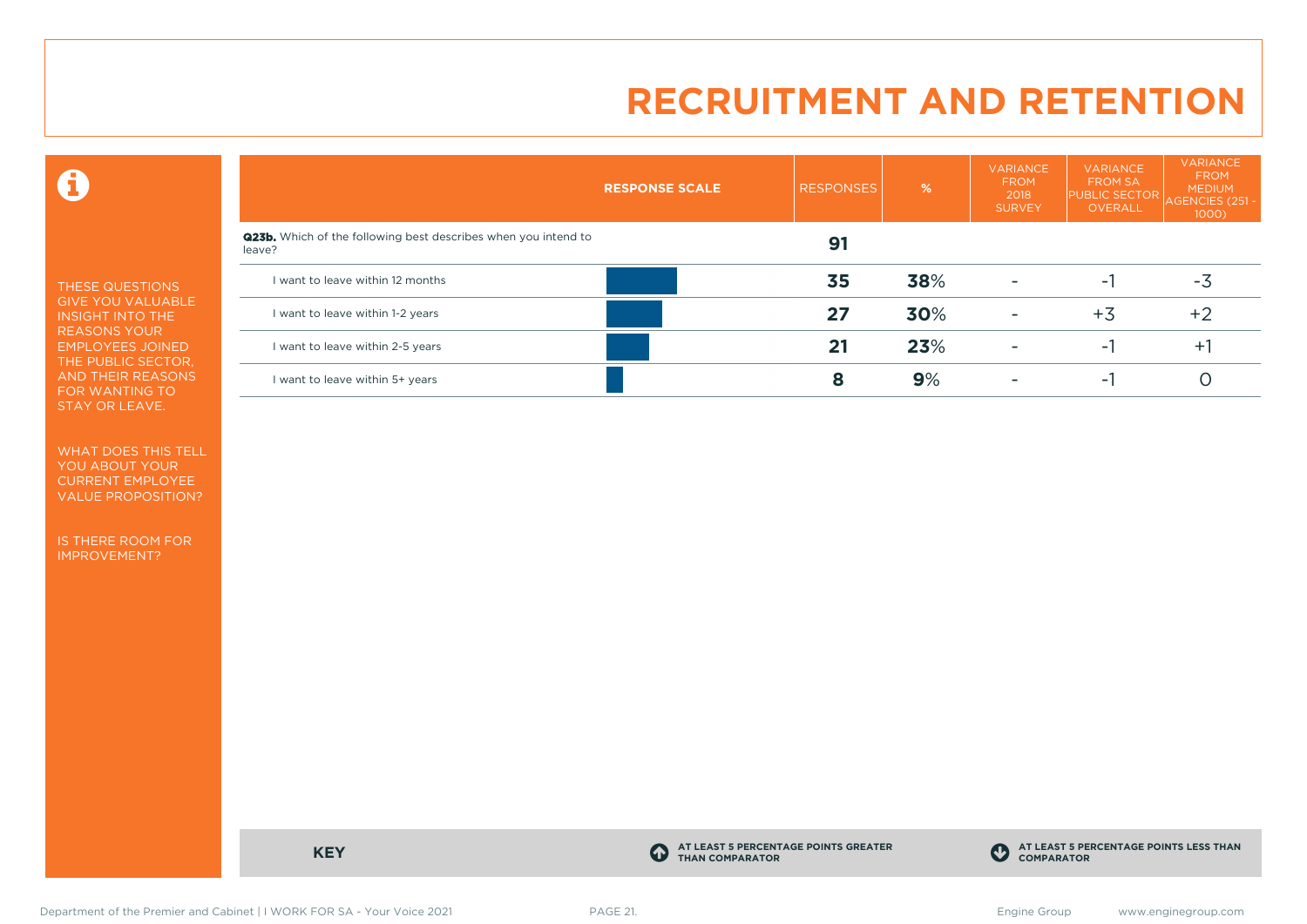# RECRUITMENT AND RETENTION

THESE QUESTIONS GIVE YOU VALUABLE INSIGHT INTO THE REASONS YOUR EMPLOYEES JOINED THE PUBLIC SECTOR, AND THEIR REASONS FOR WANTING TO STAY OR LEAVE.

WHAT DOES THIS TELL YOU ABOUT YOUR CURRENT EMPLOYEE VALUE PROPOSITION?

IS THERE ROOM FOR IMPROVEMENT?

| RESPONSE SCALE | RESPONSES | % | VARIANCE FROM 2018 SURVEY | VARIANCE FROM SA PUBLIC SECTOR OVERALL | VARIANCE FROM MEDIUM AGENCIES (251 - 1000) |
|---|---|---|---|---|---|
| **Q23b.** Which of the following best describes when you intend to leave? | **91** | | | | |
| I want to leave within 12 months | **35** | **38**% | - | -1 | -3 |
| I want to leave within 1-2 years | **27** | **30**% | - | +3 | +2 |
| I want to leave within 2-5 years | **21** | **23**% | - | -1 | +1 |
| I want to leave within 5+ years | **8** | **9**% | - | -1 | 0 |

**KEY**

AT LEAST 5 PERCENTAGE POINTS GREATER THAN COMPARATOR

AT LEAST 5 PERCENTAGE POINTS LESS THAN COMPARATOR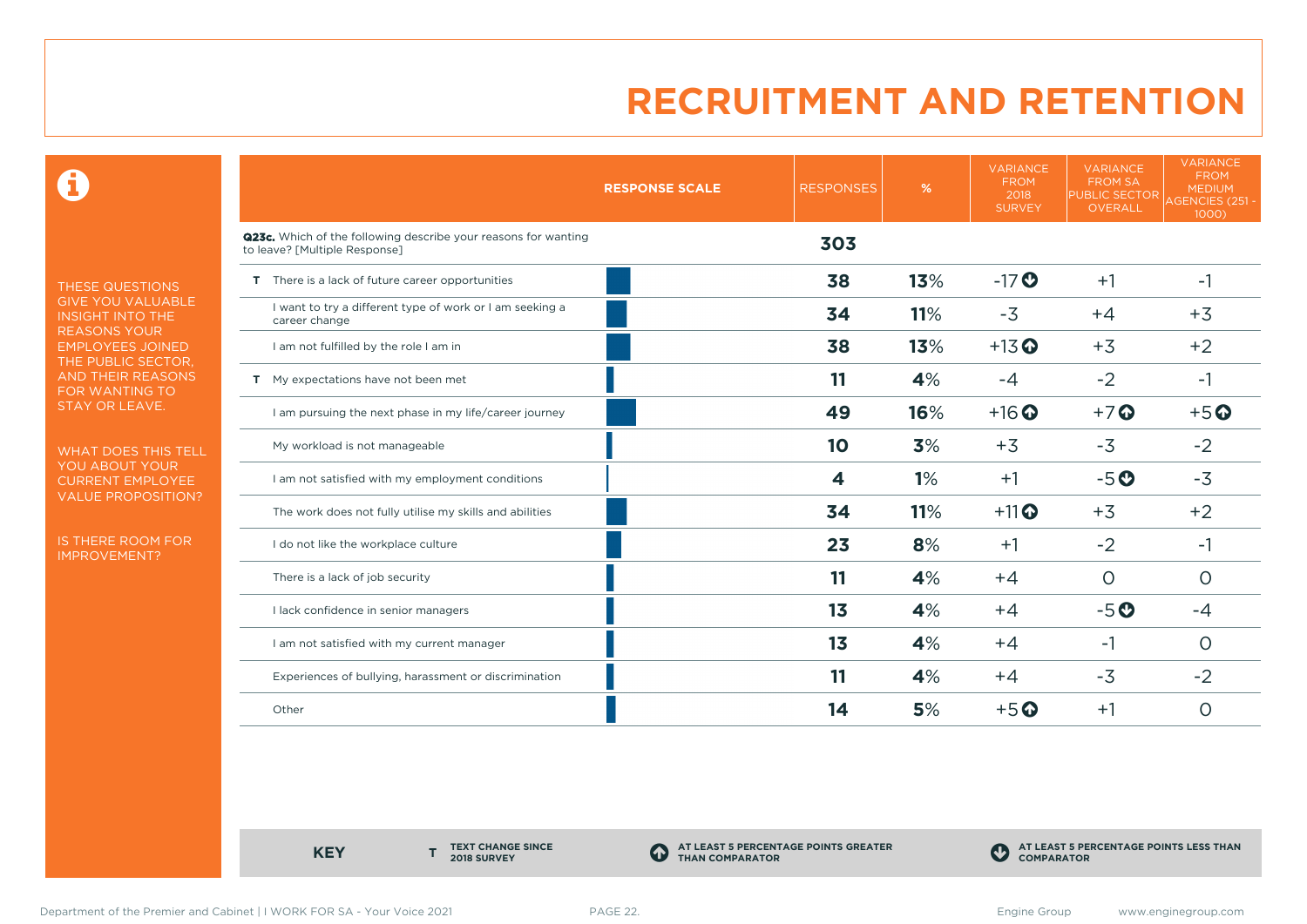# RECRUITMENT AND RETENTION

THESE QUESTIONS GIVE YOU VALUABLE INSIGHT INTO THE REASONS YOUR EMPLOYEES JOINED THE PUBLIC SECTOR, AND THEIR REASONS FOR WANTING TO STAY OR LEAVE.

WHAT DOES THIS TELL YOU ABOUT YOUR CURRENT EMPLOYEE VALUE PROPOSITION?

IS THERE ROOM FOR IMPROVEMENT?

| | RESPONSE SCALE | RESPONSES | % | VARIANCE FROM 2018 SURVEY | VARIANCE FROM SA PUBLIC SECTOR OVERALL | VARIANCE FROM MEDIUM AGENCIES (251 - 1000) |
|---|---|---|---|---|---|---|
| **Q23c.** Which of the following describe your reasons for wanting to leave? [Multiple Response] | | **303** | | | | |
| **T** There is a lack of future career opportunities | | **38** | **13%** | -17 ⬇ | +1 | -1 |
| I want to try a different type of work or I am seeking a career change | | **34** | **11%** | -3 | +4 | +3 |
| I am not fulfilled by the role I am in | | **38** | **13%** | +13 ⬆ | +3 | +2 |
| **T** My expectations have not been met | | **11** | **4%** | -4 | -2 | -1 |
| I am pursuing the next phase in my life/career journey | | **49** | **16%** | +16 ⬆ | +7 ⬆ | +5 ⬆ |
| My workload is not manageable | | **10** | **3%** | +3 | -3 | -2 |
| I am not satisfied with my employment conditions | | **4** | **1%** | +1 | -5 ⬇ | -3 |
| The work does not fully utilise my skills and abilities | | **34** | **11%** | +11 ⬆ | +3 | +2 |
| I do not like the workplace culture | | **23** | **8%** | +1 | -2 | -1 |
| There is a lack of job security | | **11** | **4%** | +4 | 0 | 0 |
| I lack confidence in senior managers | | **13** | **4%** | +4 | -5 ⬇ | -4 |
| I am not satisfied with my current manager | | **13** | **4%** | +4 | -1 | 0 |
| Experiences of bullying, harassment or discrimination | | **11** | **4%** | +4 | -3 | -2 |
| Other | | **14** | **5%** | +5 ⬆ | +1 | 0 |

**KEY**

- **T** TEXT CHANGE SINCE 2018 SURVEY
- ⬆ AT LEAST 5 PERCENTAGE POINTS GREATER THAN COMPARATOR
- ⬇ AT LEAST 5 PERCENTAGE POINTS LESS THAN COMPARATOR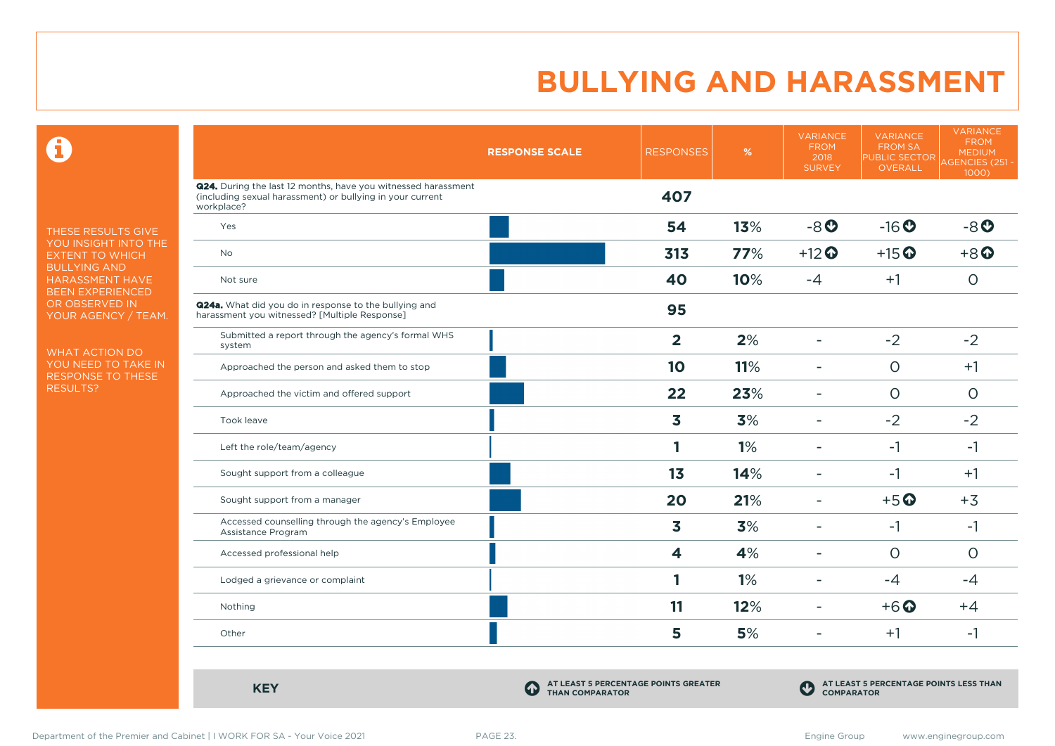# BULLYING AND HARASSMENT

THESE RESULTS GIVE YOU INSIGHT INTO THE EXTENT TO WHICH BULLYING AND HARASSMENT HAVE BEEN EXPERIENCED OR OBSERVED IN YOUR AGENCY / TEAM.

WHAT ACTION DO YOU NEED TO TAKE IN RESPONSE TO THESE RESULTS?

| | RESPONSE SCALE | RESPONSES | % | VARIANCE FROM 2018 SURVEY | VARIANCE FROM SA PUBLIC SECTOR OVERALL | VARIANCE FROM MEDIUM AGENCIES (251 - 1000) |
|---|---|---|---|---|---|---|
| **Q24.** During the last 12 months, have you witnessed harassment (including sexual harassment) or bullying in your current workplace? | | **407** | | | | |
| Yes | | **54** | **13%** | -8 ⬇ | -16 ⬇ | -8 ⬇ |
| No | | **313** | **77%** | +12 ⬆ | +15 ⬆ | +8 ⬆ |
| Not sure | | **40** | **10%** | -4 | +1 | 0 |
| **Q24a.** What did you do in response to the bullying and harassment you witnessed? [Multiple Response] | | **95** | | | | |
| Submitted a report through the agency's formal WHS system | | **2** | **2%** | - | -2 | -2 |
| Approached the person and asked them to stop | | **10** | **11%** | - | 0 | +1 |
| Approached the victim and offered support | | **22** | **23%** | - | 0 | 0 |
| Took leave | | **3** | **3%** | - | -2 | -2 |
| Left the role/team/agency | | **1** | **1%** | - | -1 | -1 |
| Sought support from a colleague | | **13** | **14%** | - | -1 | +1 |
| Sought support from a manager | | **20** | **21%** | - | +5 ⬆ | +3 |
| Accessed counselling through the agency's Employee Assistance Program | | **3** | **3%** | - | -1 | -1 |
| Accessed professional help | | **4** | **4%** | - | 0 | 0 |
| Lodged a grievance or complaint | | **1** | **1%** | - | -4 | -4 |
| Nothing | | **11** | **12%** | - | +6 ⬆ | +4 |
| Other | | **5** | **5%** | - | +1 | -1 |

**KEY**

⬆ AT LEAST 5 PERCENTAGE POINTS GREATER THAN COMPARATOR

⬇ AT LEAST 5 PERCENTAGE POINTS LESS THAN COMPARATOR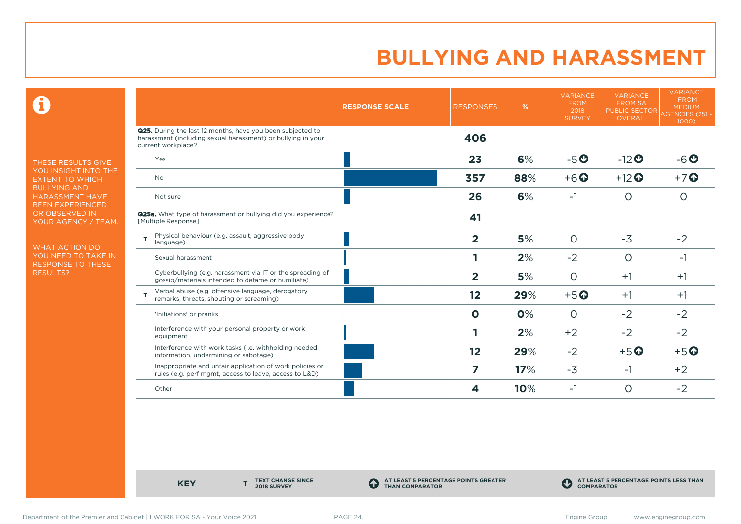# BULLYING AND HARASSMENT

THESE RESULTS GIVE YOU INSIGHT INTO THE EXTENT TO WHICH BULLYING AND HARASSMENT HAVE BEEN EXPERIENCED OR OBSERVED IN YOUR AGENCY / TEAM.

WHAT ACTION DO YOU NEED TO TAKE IN RESPONSE TO THESE RESULTS?

| | RESPONSE SCALE | RESPONSES | % | VARIANCE FROM 2018 SURVEY | VARIANCE FROM SA PUBLIC SECTOR OVERALL | VARIANCE FROM MEDIUM AGENCIES (251 - 1000) |
|---|---|---|---|---|---|---|
| **Q25.** During the last 12 months, have you been subjected to harassment (including sexual harassment) or bullying in your current workplace? | | **406** | | | | |
| Yes | | **23** | **6**% | -5 ⬇ | -12 ⬇ | -6 ⬇ |
| No | | **357** | **88**% | +6 ⬆ | +12 ⬆ | +7 ⬆ |
| Not sure | | **26** | **6**% | -1 | 0 | 0 |
| **Q25a.** What type of harassment or bullying did you experience? [Multiple Response] | | **41** | | | | |
| T Physical behaviour (e.g. assault, aggressive body language) | | **2** | **5**% | 0 | -3 | -2 |
| Sexual harassment | | **1** | **2**% | -2 | 0 | -1 |
| Cyberbullying (e.g. harassment via IT or the spreading of gossip/materials intended to defame or humiliate) | | **2** | **5**% | 0 | +1 | +1 |
| T Verbal abuse (e.g. offensive language, derogatory remarks, threats, shouting or screaming) | | **12** | **29**% | +5 ⬆ | +1 | +1 |
| 'Initiations' or pranks | | **0** | **0**% | 0 | -2 | -2 |
| Interference with your personal property or work equipment | | **1** | **2**% | +2 | -2 | -2 |
| Interference with work tasks (i.e. withholding needed information, undermining or sabotage) | | **12** | **29**% | -2 | +5 ⬆ | +5 ⬆ |
| Inappropriate and unfair application of work policies or rules (e.g. perf mgmt, access to leave, access to L&D) | | **7** | **17**% | -3 | -1 | +2 |
| Other | | **4** | **10**% | -1 | 0 | -2 |

**KEY**

- **T** TEXT CHANGE SINCE 2018 SURVEY
- ⬆ AT LEAST 5 PERCENTAGE POINTS GREATER THAN COMPARATOR
- ⬇ AT LEAST 5 PERCENTAGE POINTS LESS THAN COMPARATOR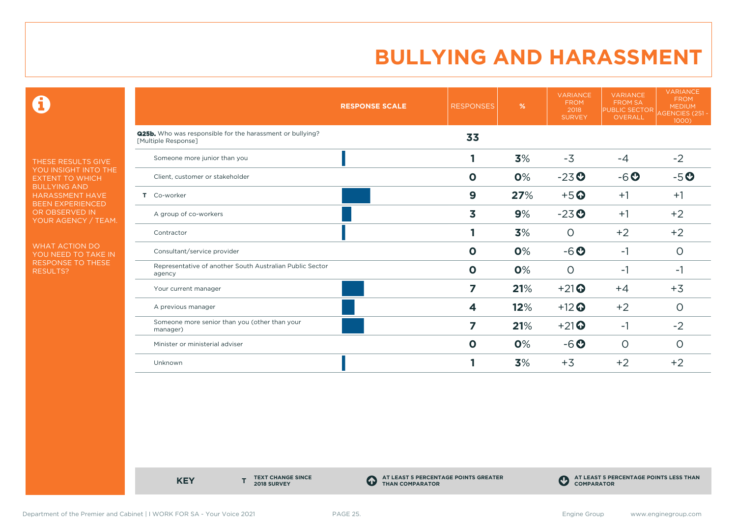# BULLYING AND HARASSMENT

THESE RESULTS GIVE YOU INSIGHT INTO THE EXTENT TO WHICH BULLYING AND HARASSMENT HAVE BEEN EXPERIENCED OR OBSERVED IN YOUR AGENCY / TEAM.

WHAT ACTION DO YOU NEED TO TAKE IN RESPONSE TO THESE RESULTS?

| | RESPONSE SCALE | RESPONSES | % | VARIANCE FROM 2018 SURVEY | VARIANCE FROM SA PUBLIC SECTOR OVERALL | VARIANCE FROM MEDIUM AGENCIES (251 - 1000) |
|---|---|---|---|---|---|---|
| **Q25b.** Who was responsible for the harassment or bullying? [Multiple Response] | | **33** | | | | |
| Someone more junior than you | | **1** | **3%** | -3 | -4 | -2 |
| Client, customer or stakeholder | | **0** | **0%** | -23 ↓ | -6 ↓ | -5 ↓ |
| T Co-worker | | **9** | **27%** | +5 ↑ | +1 | +1 |
| A group of co-workers | | **3** | **9%** | -23 ↓ | +1 | +2 |
| Contractor | | **1** | **3%** | 0 | +2 | +2 |
| Consultant/service provider | | **0** | **0%** | -6 ↓ | -1 | 0 |
| Representative of another South Australian Public Sector agency | | **0** | **0%** | 0 | -1 | -1 |
| Your current manager | | **7** | **21%** | +21 ↑ | +4 | +3 |
| A previous manager | | **4** | **12%** | +12 ↑ | +2 | 0 |
| Someone more senior than you (other than your manager) | | **7** | **21%** | +21 ↑ | -1 | -2 |
| Minister or ministerial adviser | | **0** | **0%** | -6 ↓ | 0 | 0 |
| Unknown | | **1** | **3%** | +3 | +2 | +2 |

**KEY**

- **T** TEXT CHANGE SINCE 2018 SURVEY
- ↑ AT LEAST 5 PERCENTAGE POINTS GREATER THAN COMPARATOR
- ↓ AT LEAST 5 PERCENTAGE POINTS LESS THAN COMPARATOR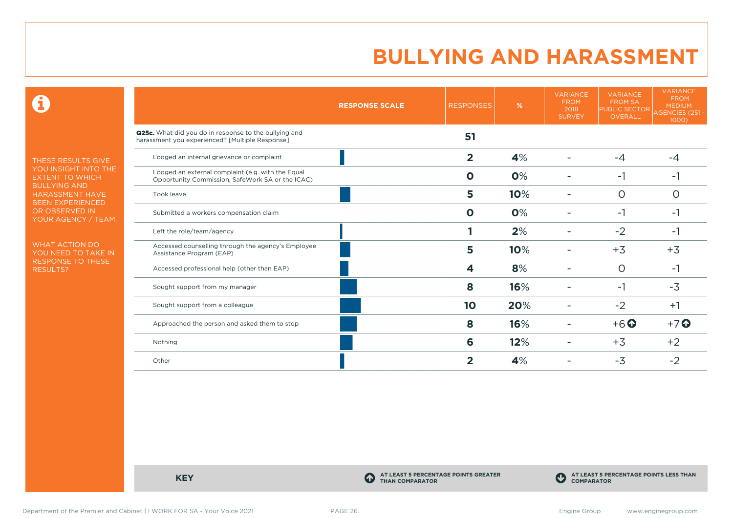# BULLYING AND HARASSMENT

THESE RESULTS GIVE YOU INSIGHT INTO THE EXTENT TO WHICH BULLYING AND HARASSMENT HAVE BEEN EXPERIENCED OR OBSERVED IN YOUR AGENCY / TEAM.

WHAT ACTION DO YOU NEED TO TAKE IN RESPONSE TO THESE RESULTS?

| | RESPONSE SCALE | RESPONSES | % | VARIANCE FROM 2018 SURVEY | VARIANCE FROM SA PUBLIC SECTOR OVERALL | VARIANCE FROM MEDIUM AGENCIES (251 - 1000) |
|---|---|---|---|---|---|---|
| **Q25c.** What did you do in response to the bullying and harassment you experienced? [Multiple Response] | | **51** | | | | |
| Lodged an internal grievance or complaint | | **2** | **4%** | - | -4 | -4 |
| Lodged an external complaint (e.g. with the Equal Opportunity Commission, SafeWork SA or the ICAC) | | **0** | **0%** | - | -1 | -1 |
| Took leave | | **5** | **10%** | - | 0 | 0 |
| Submitted a workers compensation claim | | **0** | **0%** | - | -1 | -1 |
| Left the role/team/agency | | **1** | **2%** | - | -2 | -1 |
| Accessed counselling through the agency's Employee Assistance Program (EAP) | | **5** | **10%** | - | +3 | +3 |
| Accessed professional help (other than EAP) | | **4** | **8%** | - | 0 | -1 |
| Sought support from my manager | | **8** | **16%** | - | -1 | -3 |
| Sought support from a colleague | | **10** | **20%** | - | -2 | +1 |
| Approached the person and asked them to stop | | **8** | **16%** | - | +6 ⬆ | +7 ⬆ |
| Nothing | | **6** | **12%** | - | +3 | +2 |
| Other | | **2** | **4%** | - | -3 | -2 |

**KEY**

⬆ AT LEAST 5 PERCENTAGE POINTS GREATER THAN COMPARATOR

⬇ AT LEAST 5 PERCENTAGE POINTS LESS THAN COMPARATOR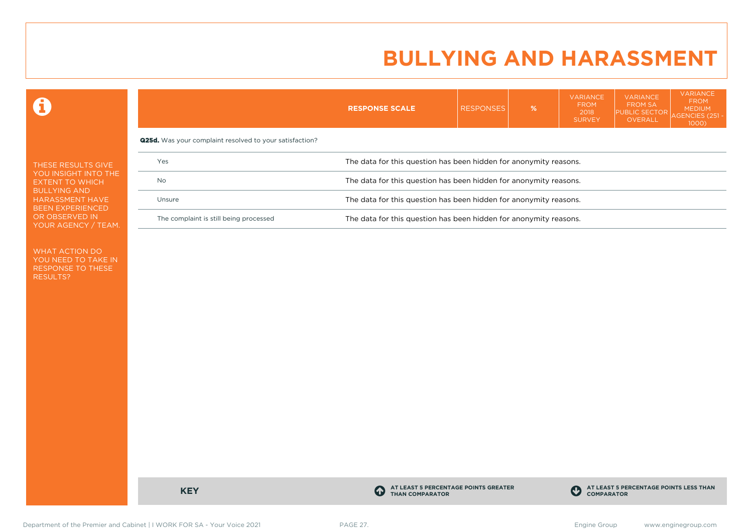# BULLYING AND HARASSMENT

THESE RESULTS GIVE YOU INSIGHT INTO THE EXTENT TO WHICH BULLYING AND HARASSMENT HAVE BEEN EXPERIENCED OR OBSERVED IN YOUR AGENCY / TEAM.

WHAT ACTION DO YOU NEED TO TAKE IN RESPONSE TO THESE RESULTS?

| | RESPONSE SCALE | RESPONSES | % | VARIANCE FROM 2018 SURVEY | VARIANCE FROM SA PUBLIC SECTOR OVERALL | VARIANCE FROM MEDIUM AGENCIES (251 - 1000) |
|---|---|---|---|---|---|---|
| **Q25d.** Was your complaint resolved to your satisfaction? | | | | | | |
| Yes | The data for this question has been hidden for anonymity reasons. | | | | | |
| No | The data for this question has been hidden for anonymity reasons. | | | | | |
| Unsure | The data for this question has been hidden for anonymity reasons. | | | | | |
| The complaint is still being processed | The data for this question has been hidden for anonymity reasons. | | | | | |

**KEY**

**AT LEAST 5 PERCENTAGE POINTS GREATER THAN COMPARATOR**

**AT LEAST 5 PERCENTAGE POINTS LESS THAN COMPARATOR**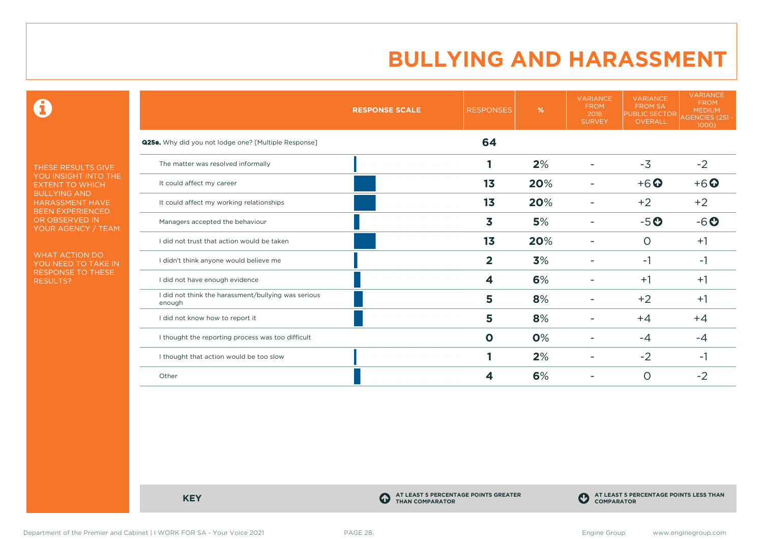# BULLYING AND HARASSMENT

THESE RESULTS GIVE YOU INSIGHT INTO THE EXTENT TO WHICH BULLYING AND HARASSMENT HAVE BEEN EXPERIENCED OR OBSERVED IN YOUR AGENCY / TEAM.

WHAT ACTION DO YOU NEED TO TAKE IN RESPONSE TO THESE RESULTS?

| | RESPONSE SCALE | RESPONSES | % | VARIANCE FROM 2018 SURVEY | VARIANCE FROM SA PUBLIC SECTOR OVERALL | VARIANCE FROM MEDIUM AGENCIES (251 - 1000) |
|---|---|---|---|---|---|---|
| **Q25e.** Why did you not lodge one? [Multiple Response] | | **64** | | | | |
| The matter was resolved informally | | **1** | **2%** | - | -3 | -2 |
| It could affect my career | | **13** | **20%** | - | +6 ⬆ | +6 ⬆ |
| It could affect my working relationships | | **13** | **20%** | - | +2 | +2 |
| Managers accepted the behaviour | | **3** | **5%** | - | -5 ⬇ | -6 ⬇ |
| I did not trust that action would be taken | | **13** | **20%** | - | 0 | +1 |
| I didn't think anyone would believe me | | **2** | **3%** | - | -1 | -1 |
| I did not have enough evidence | | **4** | **6%** | - | +1 | +1 |
| I did not think the harassment/bullying was serious enough | | **5** | **8%** | - | +2 | +1 |
| I did not know how to report it | | **5** | **8%** | - | +4 | +4 |
| I thought the reporting process was too difficult | | **0** | **0%** | - | -4 | -4 |
| I thought that action would be too slow | | **1** | **2%** | - | -2 | -1 |
| Other | | **4** | **6%** | - | 0 | -2 |

**KEY**

⬆ AT LEAST 5 PERCENTAGE POINTS GREATER THAN COMPARATOR

⬇ AT LEAST 5 PERCENTAGE POINTS LESS THAN COMPARATOR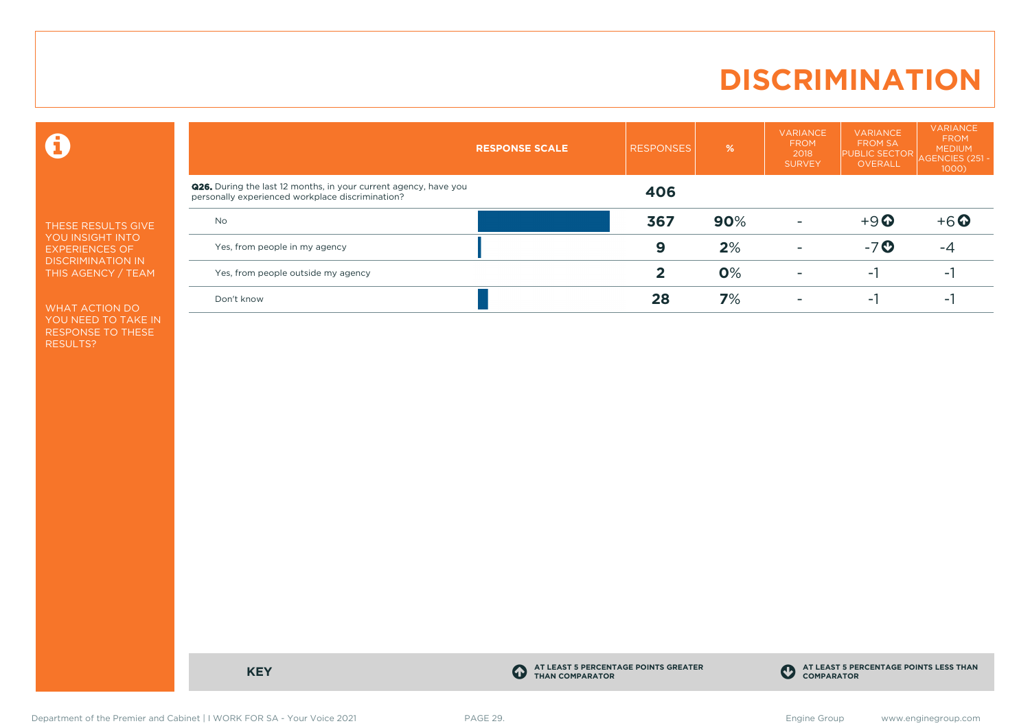# DISCRIMINATION

THESE RESULTS GIVE YOU INSIGHT INTO EXPERIENCES OF DISCRIMINATION IN THIS AGENCY / TEAM

WHAT ACTION DO YOU NEED TO TAKE IN RESPONSE TO THESE RESULTS?

| | RESPONSE SCALE | RESPONSES | % | VARIANCE FROM 2018 SURVEY | VARIANCE FROM SA PUBLIC SECTOR OVERALL | VARIANCE FROM MEDIUM AGENCIES (251 - 1000) |
|---|---|---|---|---|---|---|
| **Q26.** During the last 12 months, in your current agency, have you personally experienced workplace discrimination? | | **406** | | | | |
| No | | **367** | **90**% | - | +9 ⬆ | +6 ⬆ |
| Yes, from people in my agency | | **9** | **2**% | - | -7 ⬇ | -4 |
| Yes, from people outside my agency | | **2** | **0**% | - | -1 | -1 |
| Don't know | | **28** | **7**% | - | -1 | -1 |

**KEY**

⬆ AT LEAST 5 PERCENTAGE POINTS GREATER THAN COMPARATOR

⬇ AT LEAST 5 PERCENTAGE POINTS LESS THAN COMPARATOR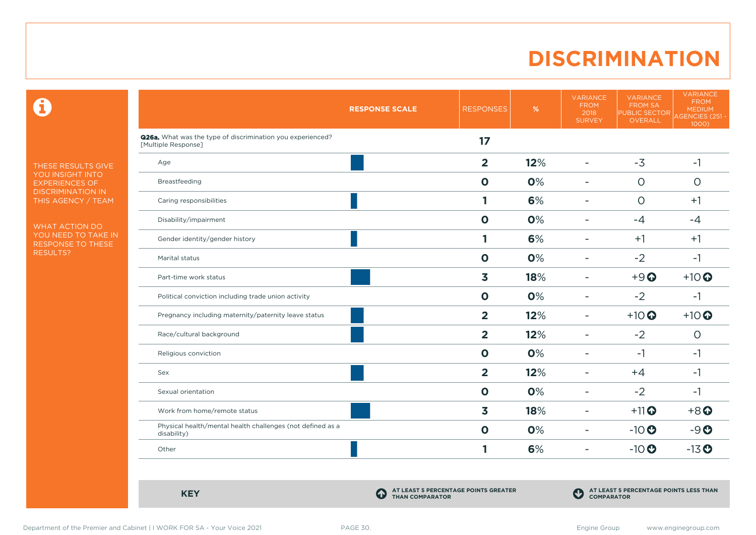# DISCRIMINATION

THESE RESULTS GIVE YOU INSIGHT INTO EXPERIENCES OF DISCRIMINATION IN THIS AGENCY / TEAM

WHAT ACTION DO YOU NEED TO TAKE IN RESPONSE TO THESE RESULTS?

| RESPONSE SCALE | RESPONSES | % | VARIANCE FROM 2018 SURVEY | VARIANCE FROM SA PUBLIC SECTOR OVERALL | VARIANCE FROM MEDIUM AGENCIES (251 - 1000) |
|---|---|---|---|---|---|
| **Q26a.** What was the type of discrimination you experienced? [Multiple Response] | 17 | | | | |
| Age | 2 | 12% | - | -3 | -1 |
| Breastfeeding | 0 | 0% | - | 0 | 0 |
| Caring responsibilities | 1 | 6% | - | 0 | +1 |
| Disability/impairment | 0 | 0% | - | -4 | -4 |
| Gender identity/gender history | 1 | 6% | - | +1 | +1 |
| Marital status | 0 | 0% | - | -2 | -1 |
| Part-time work status | 3 | 18% | - | +9 ↑ | +10 ↑ |
| Political conviction including trade union activity | 0 | 0% | - | -2 | -1 |
| Pregnancy including maternity/paternity leave status | 2 | 12% | - | +10 ↑ | +10 ↑ |
| Race/cultural background | 2 | 12% | - | -2 | 0 |
| Religious conviction | 0 | 0% | - | -1 | -1 |
| Sex | 2 | 12% | - | +4 | -1 |
| Sexual orientation | 0 | 0% | - | -2 | -1 |
| Work from home/remote status | 3 | 18% | - | +11 ↑ | +8 ↑ |
| Physical health/mental health challenges (not defined as a disability) | 0 | 0% | - | -10 ↓ | -9 ↓ |
| Other | 1 | 6% | - | -10 ↓ | -13 ↓ |

**KEY**

↑ AT LEAST 5 PERCENTAGE POINTS GREATER THAN COMPARATOR

↓ AT LEAST 5 PERCENTAGE POINTS LESS THAN COMPARATOR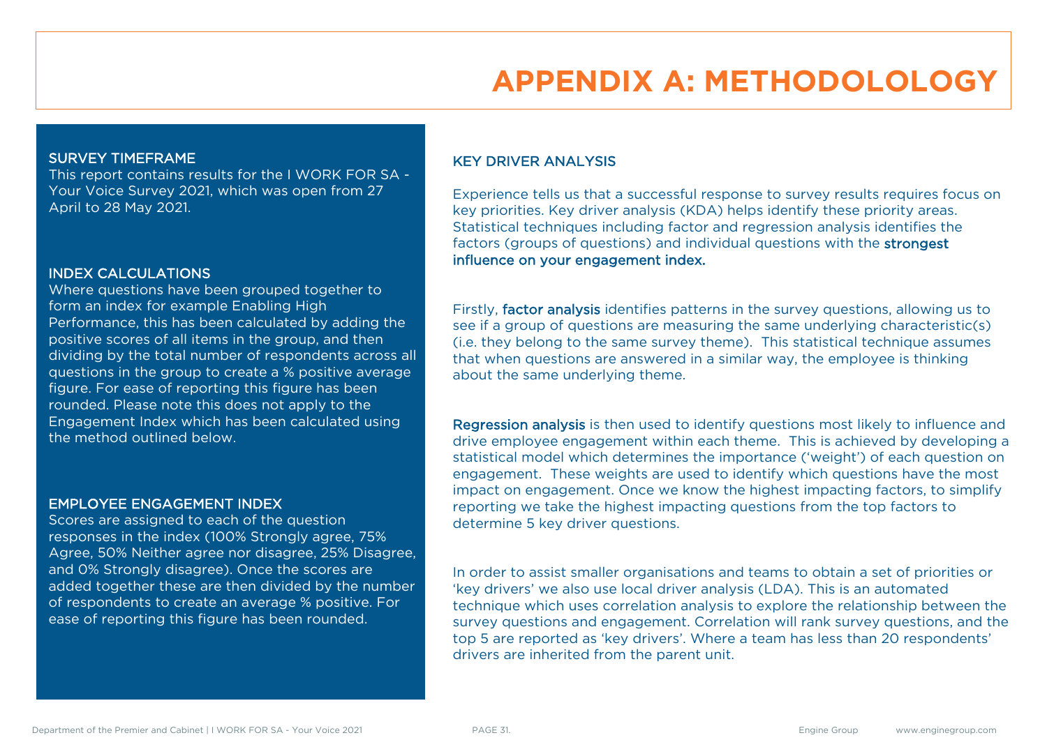# APPENDIX A: METHODOLOLOGY

## SURVEY TIMEFRAME

This report contains results for the I WORK FOR SA - Your Voice Survey 2021, which was open from 27 April to 28 May 2021.

## INDEX CALCULATIONS

Where questions have been grouped together to form an index for example Enabling High Performance, this has been calculated by adding the positive scores of all items in the group, and then dividing by the total number of respondents across all questions in the group to create a % positive average figure. For ease of reporting this figure has been rounded. Please note this does not apply to the Engagement Index which has been calculated using the method outlined below.

## EMPLOYEE ENGAGEMENT INDEX

Scores are assigned to each of the question responses in the index (100% Strongly agree, 75% Agree, 50% Neither agree nor disagree, 25% Disagree, and 0% Strongly disagree). Once the scores are added together these are then divided by the number of respondents to create an average % positive. For ease of reporting this figure has been rounded.

## KEY DRIVER ANALYSIS

Experience tells us that a successful response to survey results requires focus on key priorities. Key driver analysis (KDA) helps identify these priority areas. Statistical techniques including factor and regression analysis identifies the factors (groups of questions) and individual questions with the **strongest influence on your engagement index.**

Firstly, **factor analysis** identifies patterns in the survey questions, allowing us to see if a group of questions are measuring the same underlying characteristic(s) (i.e. they belong to the same survey theme). This statistical technique assumes that when questions are answered in a similar way, the employee is thinking about the same underlying theme.

**Regression analysis** is then used to identify questions most likely to influence and drive employee engagement within each theme. This is achieved by developing a statistical model which determines the importance ('weight') of each question on engagement. These weights are used to identify which questions have the most impact on engagement. Once we know the highest impacting factors, to simplify reporting we take the highest impacting questions from the top factors to determine 5 key driver questions.

In order to assist smaller organisations and teams to obtain a set of priorities or 'key drivers' we also use local driver analysis (LDA). This is an automated technique which uses correlation analysis to explore the relationship between the survey questions and engagement. Correlation will rank survey questions, and the top 5 are reported as 'key drivers'. Where a team has less than 20 respondents' drivers are inherited from the parent unit.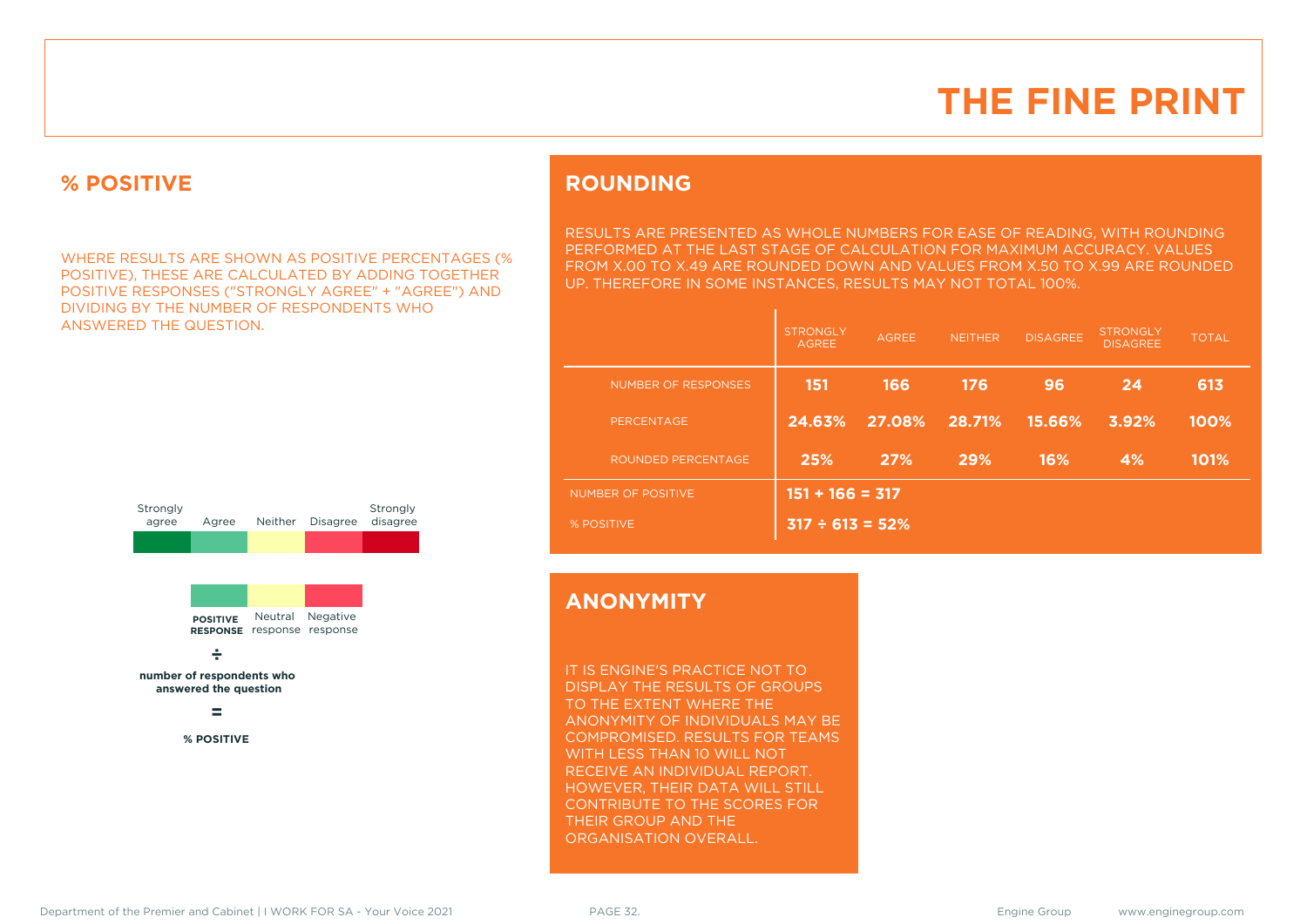# THE FINE PRINT

## % POSITIVE

WHERE RESULTS ARE SHOWN AS POSITIVE PERCENTAGES (% POSITIVE), THESE ARE CALCULATED BY ADDING TOGETHER POSITIVE RESPONSES ("STRONGLY AGREE" + "AGREE") AND DIVIDING BY THE NUMBER OF RESPONDENTS WHO ANSWERED THE QUESTION.

Strongly agree | Agree | Neither | Disagree | Strongly disagree

**POSITIVE RESPONSE** | Neutral response | Negative response

÷

**number of respondents who answered the question**

=

**% POSITIVE**

## ROUNDING

RESULTS ARE PRESENTED AS WHOLE NUMBERS FOR EASE OF READING, WITH ROUNDING PERFORMED AT THE LAST STAGE OF CALCULATION FOR MAXIMUM ACCURACY. VALUES FROM X.00 TO X.49 ARE ROUNDED DOWN AND VALUES FROM X.50 TO X.99 ARE ROUNDED UP. THEREFORE IN SOME INSTANCES, RESULTS MAY NOT TOTAL 100%.

| | STRONGLY AGREE | AGREE | NEITHER | DISAGREE | STRONGLY DISAGREE | TOTAL |
|---|---|---|---|---|---|---|
| NUMBER OF RESPONSES | **151** | **166** | **176** | **96** | **24** | **613** |
| PERCENTAGE | **24.63%** | **27.08%** | **28.71%** | **15.66%** | **3.92%** | **100%** |
| ROUNDED PERCENTAGE | **25%** | **27%** | **29%** | **16%** | **4%** | **101%** |
| NUMBER OF POSITIVE | **151 + 166 = 317** | | | | | |
| % POSITIVE | **317 ÷ 613 = 52%** | | | | | |

## ANONYMITY

IT IS ENGINE'S PRACTICE NOT TO DISPLAY THE RESULTS OF GROUPS TO THE EXTENT WHERE THE ANONYMITY OF INDIVIDUALS MAY BE COMPROMISED. RESULTS FOR TEAMS WITH LESS THAN 10 WILL NOT RECEIVE AN INDIVIDUAL REPORT. HOWEVER, THEIR DATA WILL STILL CONTRIBUTE TO THE SCORES FOR THEIR GROUP AND THE ORGANISATION OVERALL.